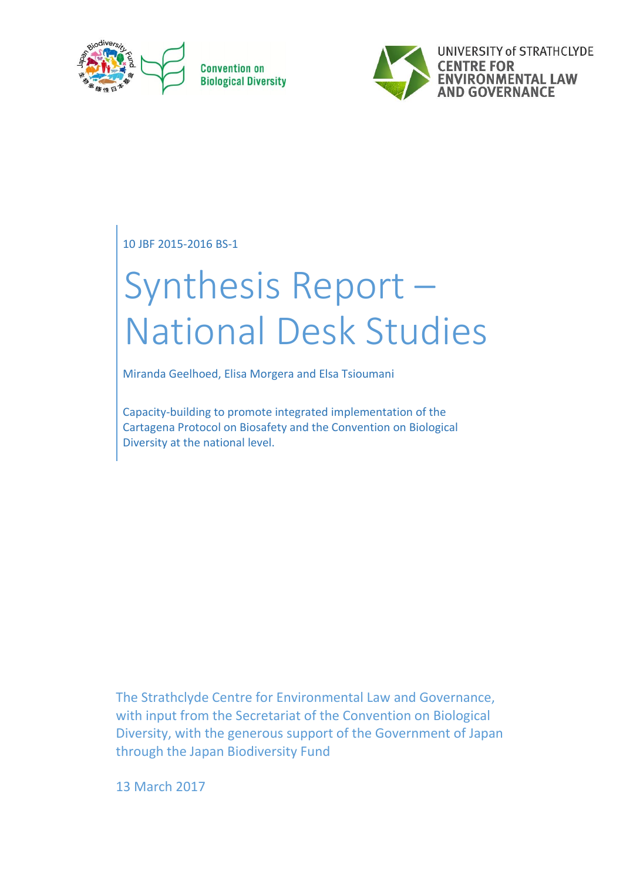Convention on Biological Diversity

UNIVERSITY of STRATHCLYDE
CENTRE FOR ENVIRONMENTAL LAW AND GOVERNANCE

10 JBF 2015-2016 BS-1

# Synthesis Report – National Desk Studies

Miranda Geelhoed, Elisa Morgera and Elsa Tsioumani

Capacity-building to promote integrated implementation of the Cartagena Protocol on Biosafety and the Convention on Biological Diversity at the national level.

The Strathclyde Centre for Environmental Law and Governance, with input from the Secretariat of the Convention on Biological Diversity, with the generous support of the Government of Japan through the Japan Biodiversity Fund

13 March 2017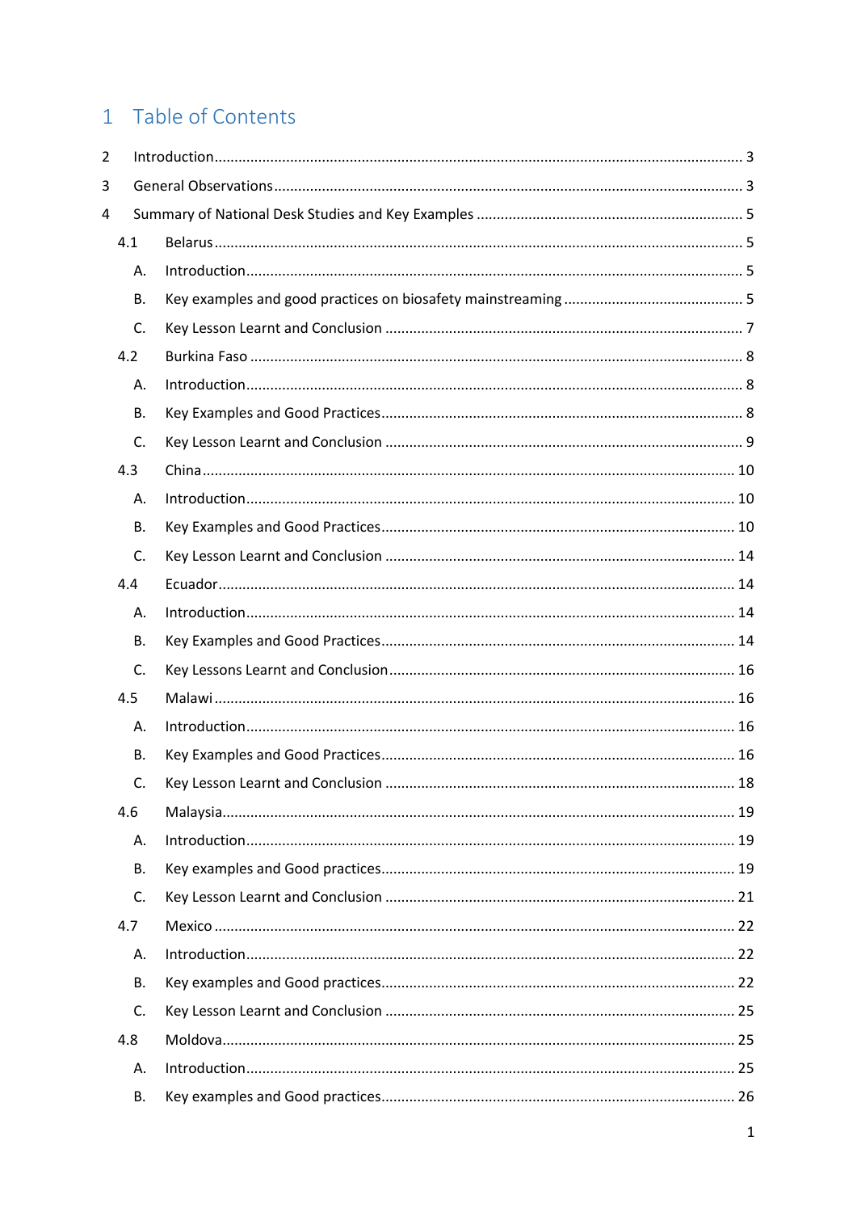# 1 Table of Contents

2 Introduction ........................................................................................................................ 3

3 General Observations ........................................................................................................ 3

4 Summary of National Desk Studies and Key Examples ..................................................... 5

- 4.1 Belarus ........................................................................................................................ 5
  - A. Introduction ............................................................................................................. 5
  - B. Key examples and good practices on biosafety mainstreaming .............................. 5
  - C. Key Lesson Learnt and Conclusion .......................................................................... 7
- 4.2 Burkina Faso ............................................................................................................... 8
  - A. Introduction ............................................................................................................. 8
  - B. Key Examples and Good Practices .......................................................................... 8
  - C. Key Lesson Learnt and Conclusion .......................................................................... 9
- 4.3 China ......................................................................................................................... 10
  - A. Introduction ........................................................................................................... 10
  - B. Key Examples and Good Practices ........................................................................ 10
  - C. Key Lesson Learnt and Conclusion ........................................................................ 14
- 4.4 Ecuador ..................................................................................................................... 14
  - A. Introduction ........................................................................................................... 14
  - B. Key Examples and Good Practices ........................................................................ 14
  - C. Key Lessons Learnt and Conclusion ...................................................................... 16
- 4.5 Malawi ....................................................................................................................... 16
  - A. Introduction ........................................................................................................... 16
  - B. Key Examples and Good Practices ........................................................................ 16
  - C. Key Lesson Learnt and Conclusion ........................................................................ 18
- 4.6 Malaysia .................................................................................................................... 19
  - A. Introduction ........................................................................................................... 19
  - B. Key examples and Good practices ........................................................................ 19
  - C. Key Lesson Learnt and Conclusion ........................................................................ 21
- 4.7 Mexico ...................................................................................................................... 22
  - A. Introduction ........................................................................................................... 22
  - B. Key examples and Good practices ........................................................................ 22
  - C. Key Lesson Learnt and Conclusion ........................................................................ 25
- 4.8 Moldova .................................................................................................................... 25
  - A. Introduction ........................................................................................................... 25
  - B. Key examples and Good practices ........................................................................ 26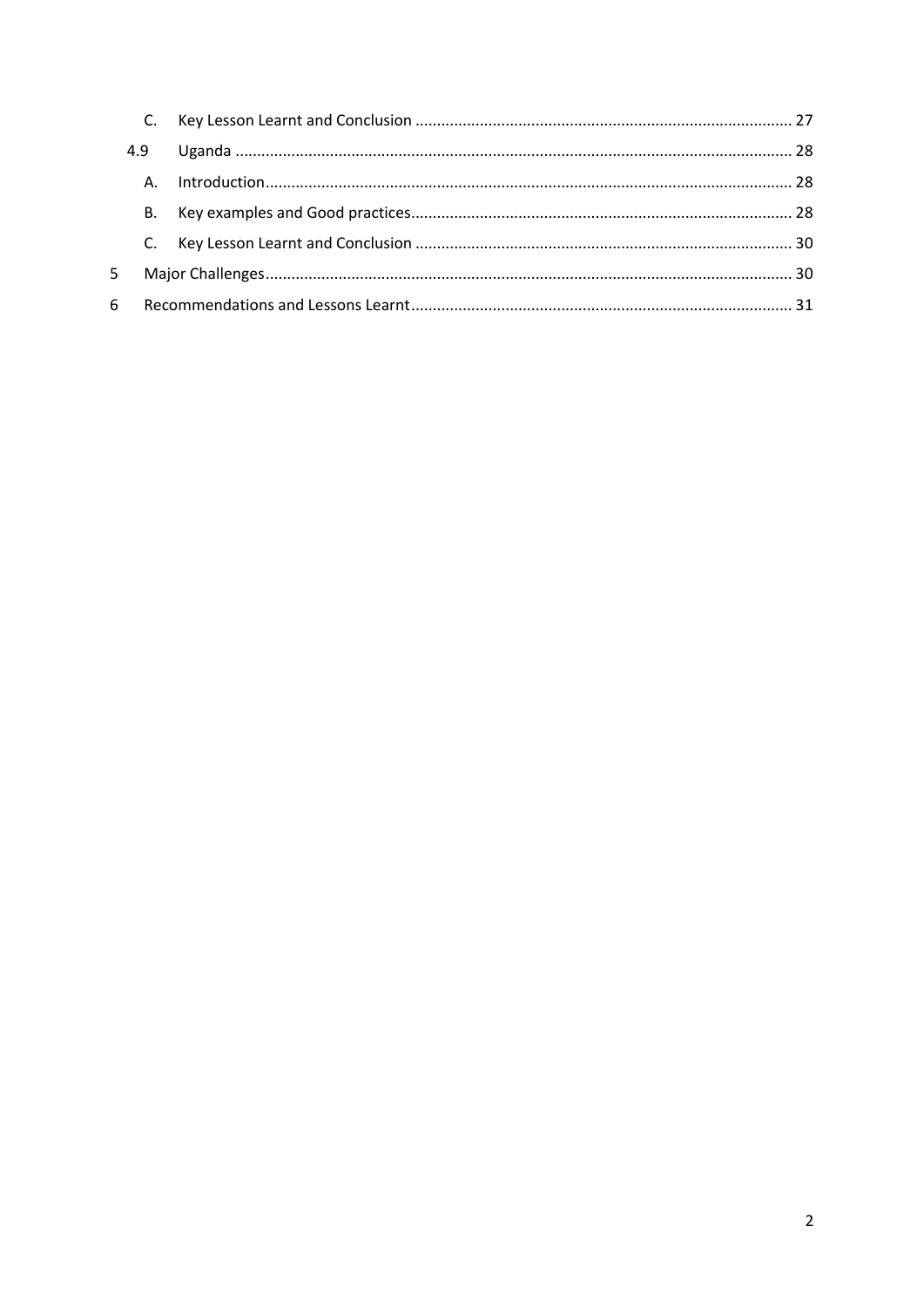C. Key Lesson Learnt and Conclusion ........................................................................................ 27

4.9 Uganda ................................................................................................................................. 28

A. Introduction.......................................................................................................................... 28

B. Key examples and Good practices......................................................................................... 28

C. Key Lesson Learnt and Conclusion ........................................................................................ 30

5 Major Challenges.......................................................................................................................... 30

6 Recommendations and Lessons Learnt........................................................................................ 31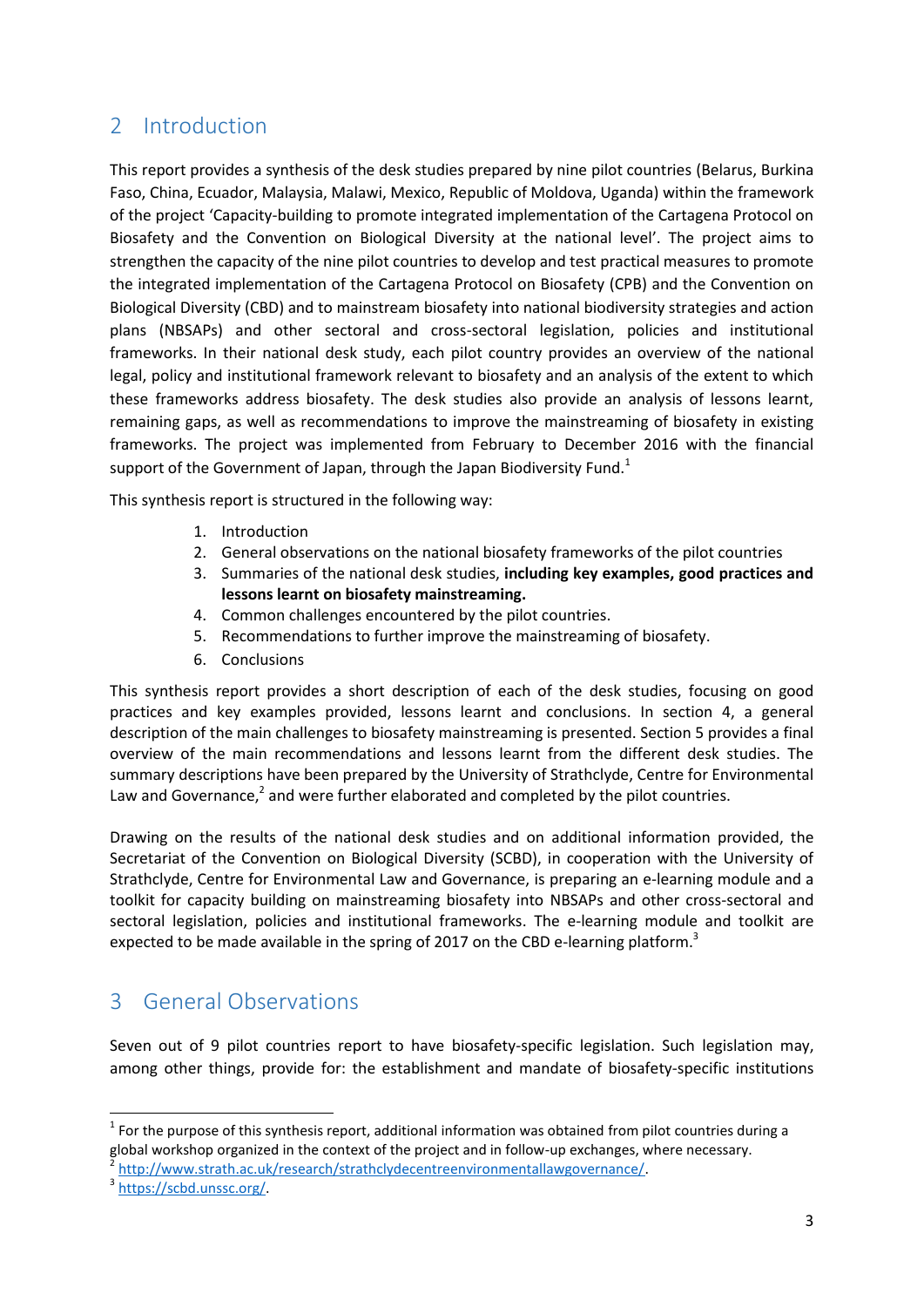## 2 Introduction

This report provides a synthesis of the desk studies prepared by nine pilot countries (Belarus, Burkina Faso, China, Ecuador, Malaysia, Malawi, Mexico, Republic of Moldova, Uganda) within the framework of the project 'Capacity-building to promote integrated implementation of the Cartagena Protocol on Biosafety and the Convention on Biological Diversity at the national level'. The project aims to strengthen the capacity of the nine pilot countries to develop and test practical measures to promote the integrated implementation of the Cartagena Protocol on Biosafety (CPB) and the Convention on Biological Diversity (CBD) and to mainstream biosafety into national biodiversity strategies and action plans (NBSAPs) and other sectoral and cross-sectoral legislation, policies and institutional frameworks. In their national desk study, each pilot country provides an overview of the national legal, policy and institutional framework relevant to biosafety and an analysis of the extent to which these frameworks address biosafety. The desk studies also provide an analysis of lessons learnt, remaining gaps, as well as recommendations to improve the mainstreaming of biosafety in existing frameworks. The project was implemented from February to December 2016 with the financial support of the Government of Japan, through the Japan Biodiversity Fund.[1]

This synthesis report is structured in the following way:

1. Introduction
2. General observations on the national biosafety frameworks of the pilot countries
3. Summaries of the national desk studies, **including key examples, good practices and lessons learnt on biosafety mainstreaming.**
4. Common challenges encountered by the pilot countries.
5. Recommendations to further improve the mainstreaming of biosafety.
6. Conclusions

This synthesis report provides a short description of each of the desk studies, focusing on good practices and key examples provided, lessons learnt and conclusions. In section 4, a general description of the main challenges to biosafety mainstreaming is presented. Section 5 provides a final overview of the main recommendations and lessons learnt from the different desk studies. The summary descriptions have been prepared by the University of Strathclyde, Centre for Environmental Law and Governance,[2] and were further elaborated and completed by the pilot countries.

Drawing on the results of the national desk studies and on additional information provided, the Secretariat of the Convention on Biological Diversity (SCBD), in cooperation with the University of Strathclyde, Centre for Environmental Law and Governance, is preparing an e-learning module and a toolkit for capacity building on mainstreaming biosafety into NBSAPs and other cross-sectoral and sectoral legislation, policies and institutional frameworks. The e-learning module and toolkit are expected to be made available in the spring of 2017 on the CBD e-learning platform.[3]

## 3 General Observations

Seven out of 9 pilot countries report to have biosafety-specific legislation. Such legislation may, among other things, provide for: the establishment and mandate of biosafety-specific institutions

---

[1] For the purpose of this synthesis report, additional information was obtained from pilot countries during a global workshop organized in the context of the project and in follow-up exchanges, where necessary.

[2] http://www.strath.ac.uk/research/strathclydecentreenvironmentallawgovernance/.

[3] https://scbd.unssc.org/.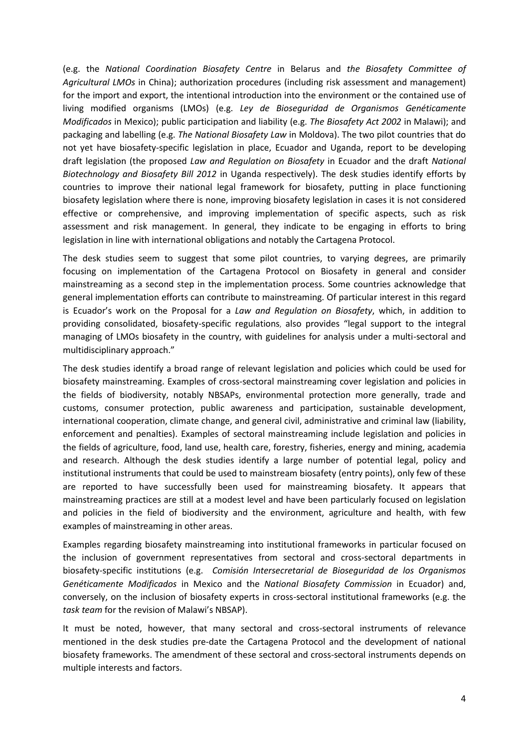(e.g. the *National Coordination Biosafety Centre* in Belarus and *the Biosafety Committee of Agricultural LMOs* in China); authorization procedures (including risk assessment and management) for the import and export, the intentional introduction into the environment or the contained use of living modified organisms (LMOs) (e.g. *Ley de Bioseguridad de Organismos Genéticamente Modificados* in Mexico); public participation and liability (e.g. *The Biosafety Act 2002* in Malawi); and packaging and labelling (e.g. *The National Biosafety Law* in Moldova). The two pilot countries that do not yet have biosafety-specific legislation in place, Ecuador and Uganda, report to be developing draft legislation (the proposed *Law and Regulation on Biosafety* in Ecuador and the draft *National Biotechnology and Biosafety Bill 2012* in Uganda respectively). The desk studies identify efforts by countries to improve their national legal framework for biosafety, putting in place functioning biosafety legislation where there is none, improving biosafety legislation in cases it is not considered effective or comprehensive, and improving implementation of specific aspects, such as risk assessment and risk management. In general, they indicate to be engaging in efforts to bring legislation in line with international obligations and notably the Cartagena Protocol.

The desk studies seem to suggest that some pilot countries, to varying degrees, are primarily focusing on implementation of the Cartagena Protocol on Biosafety in general and consider mainstreaming as a second step in the implementation process. Some countries acknowledge that general implementation efforts can contribute to mainstreaming. Of particular interest in this regard is Ecuador's work on the Proposal for a *Law and Regulation on Biosafety*, which, in addition to providing consolidated, biosafety-specific regulations, also provides "legal support to the integral managing of LMOs biosafety in the country, with guidelines for analysis under a multi-sectoral and multidisciplinary approach."

The desk studies identify a broad range of relevant legislation and policies which could be used for biosafety mainstreaming. Examples of cross-sectoral mainstreaming cover legislation and policies in the fields of biodiversity, notably NBSAPs, environmental protection more generally, trade and customs, consumer protection, public awareness and participation, sustainable development, international cooperation, climate change, and general civil, administrative and criminal law (liability, enforcement and penalties). Examples of sectoral mainstreaming include legislation and policies in the fields of agriculture, food, land use, health care, forestry, fisheries, energy and mining, academia and research. Although the desk studies identify a large number of potential legal, policy and institutional instruments that could be used to mainstream biosafety (entry points), only few of these are reported to have successfully been used for mainstreaming biosafety. It appears that mainstreaming practices are still at a modest level and have been particularly focused on legislation and policies in the field of biodiversity and the environment, agriculture and health, with few examples of mainstreaming in other areas.

Examples regarding biosafety mainstreaming into institutional frameworks in particular focused on the inclusion of government representatives from sectoral and cross-sectoral departments in biosafety-specific institutions (e.g. *Comisión Intersecretarial de Bioseguridad de los Organismos Genéticamente Modificados* in Mexico and the *National Biosafety Commission* in Ecuador) and, conversely, on the inclusion of biosafety experts in cross-sectoral institutional frameworks (e.g. the *task team* for the revision of Malawi's NBSAP).

It must be noted, however, that many sectoral and cross-sectoral instruments of relevance mentioned in the desk studies pre-date the Cartagena Protocol and the development of national biosafety frameworks. The amendment of these sectoral and cross-sectoral instruments depends on multiple interests and factors.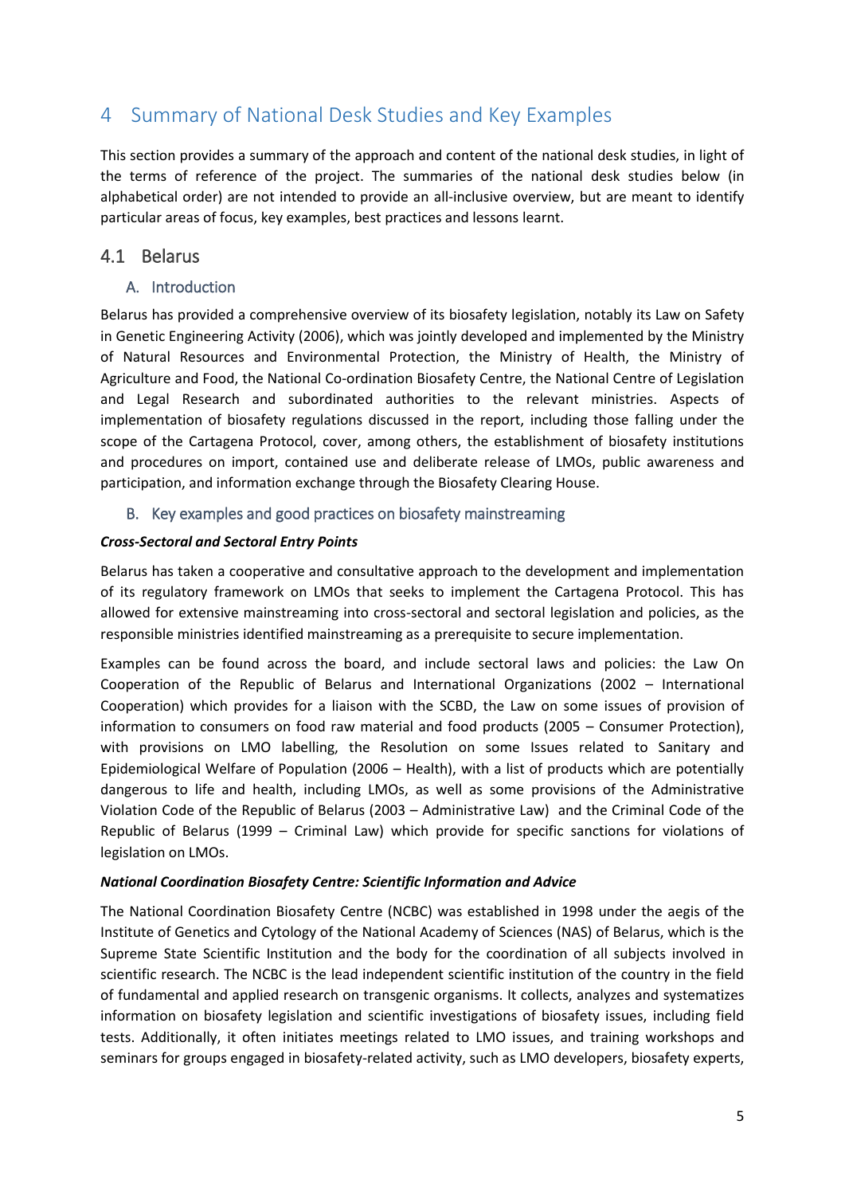# 4 Summary of National Desk Studies and Key Examples

This section provides a summary of the approach and content of the national desk studies, in light of the terms of reference of the project. The summaries of the national desk studies below (in alphabetical order) are not intended to provide an all-inclusive overview, but are meant to identify particular areas of focus, key examples, best practices and lessons learnt.

## 4.1 Belarus

### A. Introduction

Belarus has provided a comprehensive overview of its biosafety legislation, notably its Law on Safety in Genetic Engineering Activity (2006), which was jointly developed and implemented by the Ministry of Natural Resources and Environmental Protection, the Ministry of Health, the Ministry of Agriculture and Food, the National Co-ordination Biosafety Centre, the National Centre of Legislation and Legal Research and subordinated authorities to the relevant ministries. Aspects of implementation of biosafety regulations discussed in the report, including those falling under the scope of the Cartagena Protocol, cover, among others, the establishment of biosafety institutions and procedures on import, contained use and deliberate release of LMOs, public awareness and participation, and information exchange through the Biosafety Clearing House.

### B. Key examples and good practices on biosafety mainstreaming

***Cross-Sectoral and Sectoral Entry Points***

Belarus has taken a cooperative and consultative approach to the development and implementation of its regulatory framework on LMOs that seeks to implement the Cartagena Protocol. This has allowed for extensive mainstreaming into cross-sectoral and sectoral legislation and policies, as the responsible ministries identified mainstreaming as a prerequisite to secure implementation.

Examples can be found across the board, and include sectoral laws and policies: the Law On Cooperation of the Republic of Belarus and International Organizations (2002 – International Cooperation) which provides for a liaison with the SCBD, the Law on some issues of provision of information to consumers on food raw material and food products (2005 – Consumer Protection), with provisions on LMO labelling, the Resolution on some Issues related to Sanitary and Epidemiological Welfare of Population (2006 – Health), with a list of products which are potentially dangerous to life and health, including LMOs, as well as some provisions of the Administrative Violation Code of the Republic of Belarus (2003 – Administrative Law) and the Criminal Code of the Republic of Belarus (1999 – Criminal Law) which provide for specific sanctions for violations of legislation on LMOs.

***National Coordination Biosafety Centre: Scientific Information and Advice***

The National Coordination Biosafety Centre (NCBC) was established in 1998 under the aegis of the Institute of Genetics and Cytology of the National Academy of Sciences (NAS) of Belarus, which is the Supreme State Scientific Institution and the body for the coordination of all subjects involved in scientific research. The NCBC is the lead independent scientific institution of the country in the field of fundamental and applied research on transgenic organisms. It collects, analyzes and systematizes information on biosafety legislation and scientific investigations of biosafety issues, including field tests. Additionally, it often initiates meetings related to LMO issues, and training workshops and seminars for groups engaged in biosafety-related activity, such as LMO developers, biosafety experts,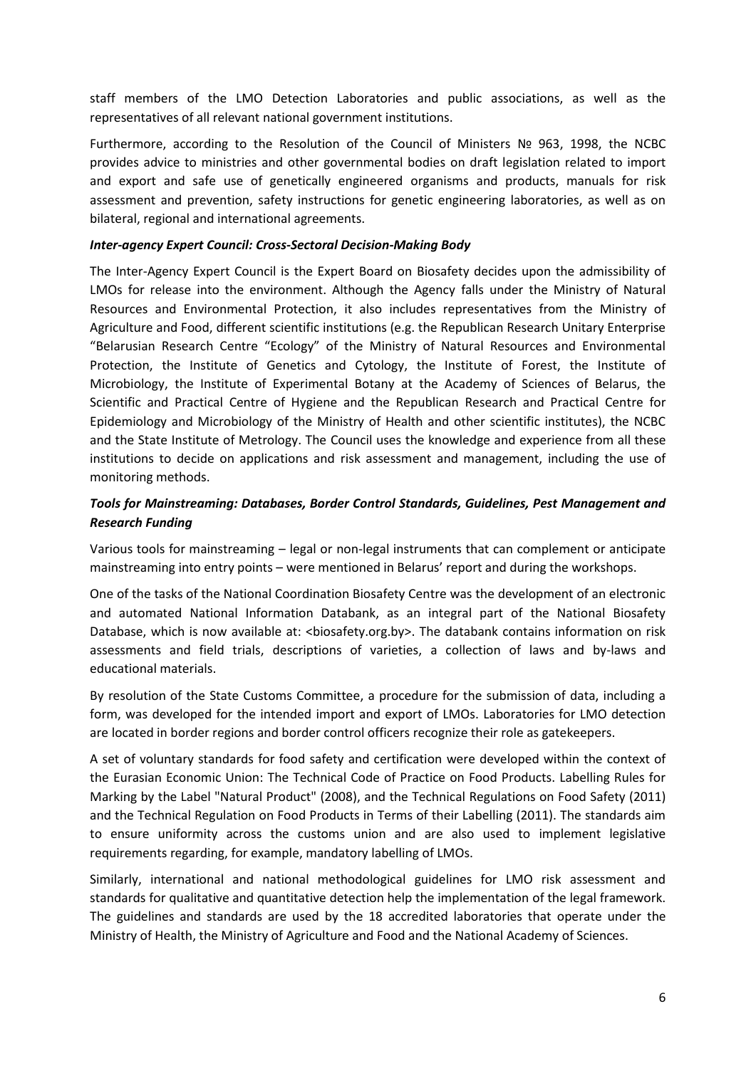staff members of the LMO Detection Laboratories and public associations, as well as the representatives of all relevant national government institutions.

Furthermore, according to the Resolution of the Council of Ministers № 963, 1998, the NCBC provides advice to ministries and other governmental bodies on draft legislation related to import and export and safe use of genetically engineered organisms and products, manuals for risk assessment and prevention, safety instructions for genetic engineering laboratories, as well as on bilateral, regional and international agreements.

### *Inter-agency Expert Council: Cross-Sectoral Decision-Making Body*

The Inter-Agency Expert Council is the Expert Board on Biosafety decides upon the admissibility of LMOs for release into the environment. Although the Agency falls under the Ministry of Natural Resources and Environmental Protection, it also includes representatives from the Ministry of Agriculture and Food, different scientific institutions (e.g. the Republican Research Unitary Enterprise "Belarusian Research Centre "Ecology" of the Ministry of Natural Resources and Environmental Protection, the Institute of Genetics and Cytology, the Institute of Forest, the Institute of Microbiology, the Institute of Experimental Botany at the Academy of Sciences of Belarus, the Scientific and Practical Centre of Hygiene and the Republican Research and Practical Centre for Epidemiology and Microbiology of the Ministry of Health and other scientific institutes), the NCBC and the State Institute of Metrology. The Council uses the knowledge and experience from all these institutions to decide on applications and risk assessment and management, including the use of monitoring methods.

### *Tools for Mainstreaming: Databases, Border Control Standards, Guidelines, Pest Management and Research Funding*

Various tools for mainstreaming – legal or non-legal instruments that can complement or anticipate mainstreaming into entry points – were mentioned in Belarus' report and during the workshops.

One of the tasks of the National Coordination Biosafety Centre was the development of an electronic and automated National Information Databank, as an integral part of the National Biosafety Database, which is now available at: <biosafety.org.by>. The databank contains information on risk assessments and field trials, descriptions of varieties, a collection of laws and by-laws and educational materials.

By resolution of the State Customs Committee, a procedure for the submission of data, including a form, was developed for the intended import and export of LMOs. Laboratories for LMO detection are located in border regions and border control officers recognize their role as gatekeepers.

A set of voluntary standards for food safety and certification were developed within the context of the Eurasian Economic Union: The Technical Code of Practice on Food Products. Labelling Rules for Marking by the Label "Natural Product" (2008), and the Technical Regulations on Food Safety (2011) and the Technical Regulation on Food Products in Terms of their Labelling (2011). The standards aim to ensure uniformity across the customs union and are also used to implement legislative requirements regarding, for example, mandatory labelling of LMOs.

Similarly, international and national methodological guidelines for LMO risk assessment and standards for qualitative and quantitative detection help the implementation of the legal framework. The guidelines and standards are used by the 18 accredited laboratories that operate under the Ministry of Health, the Ministry of Agriculture and Food and the National Academy of Sciences.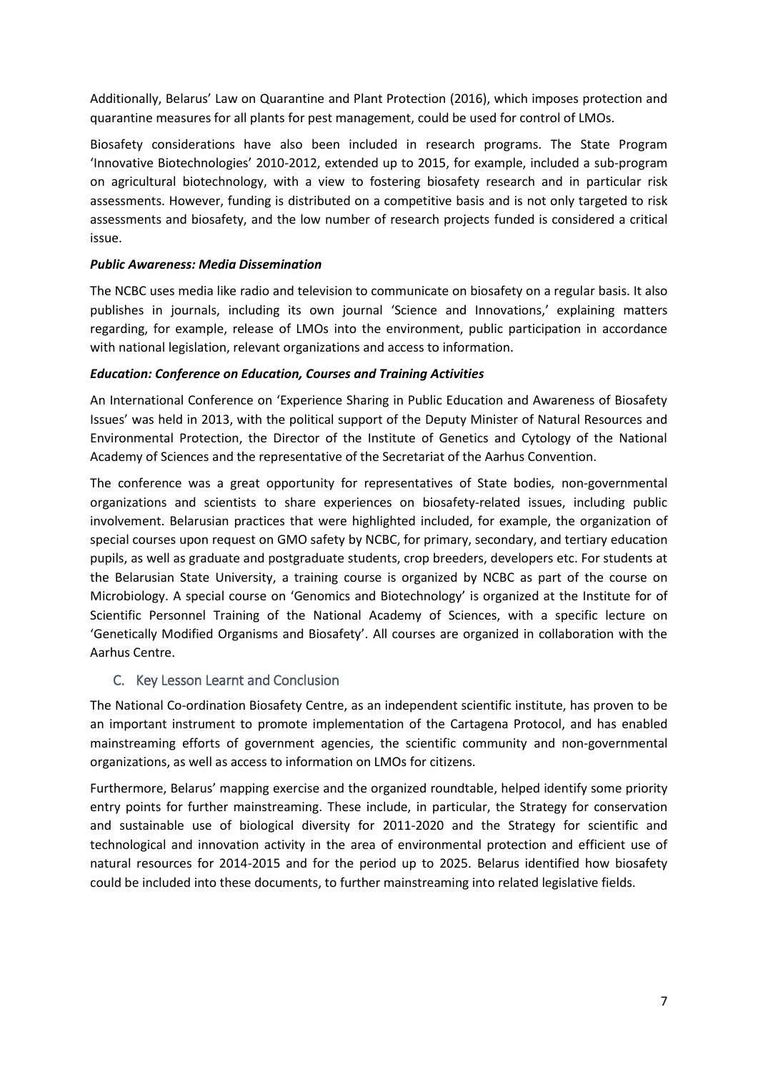Additionally, Belarus' Law on Quarantine and Plant Protection (2016), which imposes protection and quarantine measures for all plants for pest management, could be used for control of LMOs.

Biosafety considerations have also been included in research programs. The State Program 'Innovative Biotechnologies' 2010-2012, extended up to 2015, for example, included a sub-program on agricultural biotechnology, with a view to fostering biosafety research and in particular risk assessments. However, funding is distributed on a competitive basis and is not only targeted to risk assessments and biosafety, and the low number of research projects funded is considered a critical issue.

***Public Awareness: Media Dissemination***

The NCBC uses media like radio and television to communicate on biosafety on a regular basis. It also publishes in journals, including its own journal 'Science and Innovations,' explaining matters regarding, for example, release of LMOs into the environment, public participation in accordance with national legislation, relevant organizations and access to information.

***Education: Conference on Education, Courses and Training Activities***

An International Conference on 'Experience Sharing in Public Education and Awareness of Biosafety Issues' was held in 2013, with the political support of the Deputy Minister of Natural Resources and Environmental Protection, the Director of the Institute of Genetics and Cytology of the National Academy of Sciences and the representative of the Secretariat of the Aarhus Convention.

The conference was a great opportunity for representatives of State bodies, non-governmental organizations and scientists to share experiences on biosafety-related issues, including public involvement. Belarusian practices that were highlighted included, for example, the organization of special courses upon request on GMO safety by NCBC, for primary, secondary, and tertiary education pupils, as well as graduate and postgraduate students, crop breeders, developers etc. For students at the Belarusian State University, a training course is organized by NCBC as part of the course on Microbiology. A special course on 'Genomics and Biotechnology' is organized at the Institute for of Scientific Personnel Training of the National Academy of Sciences, with a specific lecture on 'Genetically Modified Organisms and Biosafety'. All courses are organized in collaboration with the Aarhus Centre.

## C. Key Lesson Learnt and Conclusion

The National Co-ordination Biosafety Centre, as an independent scientific institute, has proven to be an important instrument to promote implementation of the Cartagena Protocol, and has enabled mainstreaming efforts of government agencies, the scientific community and non-governmental organizations, as well as access to information on LMOs for citizens.

Furthermore, Belarus' mapping exercise and the organized roundtable, helped identify some priority entry points for further mainstreaming. These include, in particular, the Strategy for conservation and sustainable use of biological diversity for 2011-2020 and the Strategy for scientific and technological and innovation activity in the area of environmental protection and efficient use of natural resources for 2014-2015 and for the period up to 2025. Belarus identified how biosafety could be included into these documents, to further mainstreaming into related legislative fields.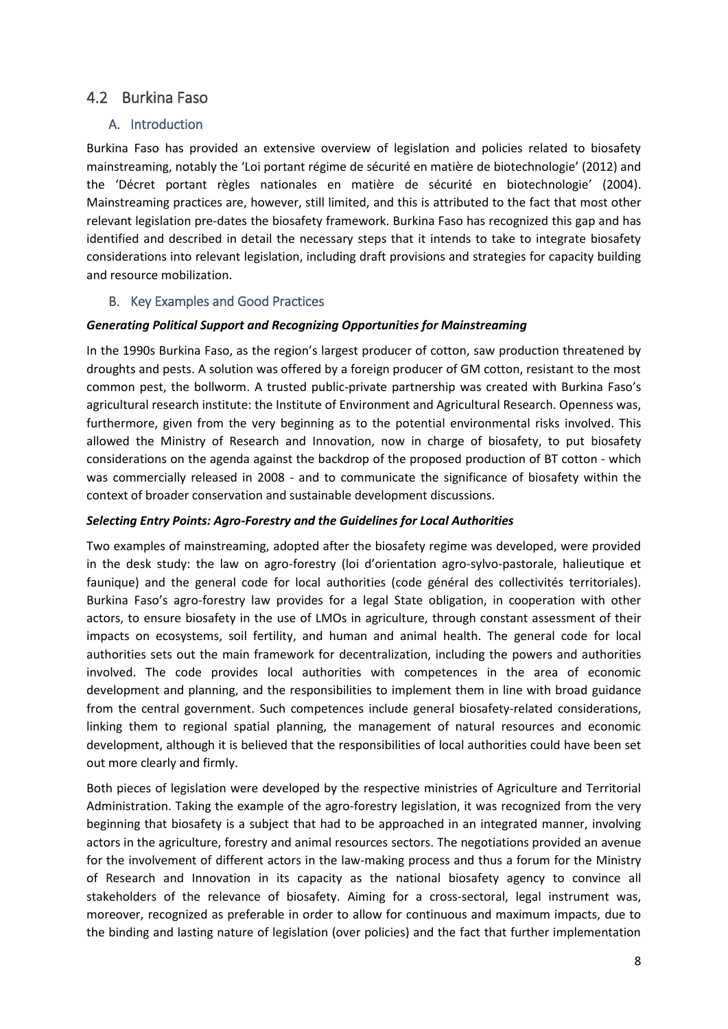## 4.2 Burkina Faso

### A. Introduction

Burkina Faso has provided an extensive overview of legislation and policies related to biosafety mainstreaming, notably the 'Loi portant régime de sécurité en matière de biotechnologie' (2012) and the 'Décret portant règles nationales en matière de sécurité en biotechnologie' (2004). Mainstreaming practices are, however, still limited, and this is attributed to the fact that most other relevant legislation pre-dates the biosafety framework. Burkina Faso has recognized this gap and has identified and described in detail the necessary steps that it intends to take to integrate biosafety considerations into relevant legislation, including draft provisions and strategies for capacity building and resource mobilization.

### B. Key Examples and Good Practices

***Generating Political Support and Recognizing Opportunities for Mainstreaming***

In the 1990s Burkina Faso, as the region's largest producer of cotton, saw production threatened by droughts and pests. A solution was offered by a foreign producer of GM cotton, resistant to the most common pest, the bollworm. A trusted public-private partnership was created with Burkina Faso's agricultural research institute: the Institute of Environment and Agricultural Research. Openness was, furthermore, given from the very beginning as to the potential environmental risks involved. This allowed the Ministry of Research and Innovation, now in charge of biosafety, to put biosafety considerations on the agenda against the backdrop of the proposed production of BT cotton - which was commercially released in 2008 - and to communicate the significance of biosafety within the context of broader conservation and sustainable development discussions.

***Selecting Entry Points: Agro-Forestry and the Guidelines for Local Authorities***

Two examples of mainstreaming, adopted after the biosafety regime was developed, were provided in the desk study: the law on agro-forestry (loi d'orientation agro-sylvo-pastorale, halieutique et faunique) and the general code for local authorities (code général des collectivités territoriales). Burkina Faso's agro-forestry law provides for a legal State obligation, in cooperation with other actors, to ensure biosafety in the use of LMOs in agriculture, through constant assessment of their impacts on ecosystems, soil fertility, and human and animal health. The general code for local authorities sets out the main framework for decentralization, including the powers and authorities involved. The code provides local authorities with competences in the area of economic development and planning, and the responsibilities to implement them in line with broad guidance from the central government. Such competences include general biosafety-related considerations, linking them to regional spatial planning, the management of natural resources and economic development, although it is believed that the responsibilities of local authorities could have been set out more clearly and firmly.

Both pieces of legislation were developed by the respective ministries of Agriculture and Territorial Administration. Taking the example of the agro-forestry legislation, it was recognized from the very beginning that biosafety is a subject that had to be approached in an integrated manner, involving actors in the agriculture, forestry and animal resources sectors. The negotiations provided an avenue for the involvement of different actors in the law-making process and thus a forum for the Ministry of Research and Innovation in its capacity as the national biosafety agency to convince all stakeholders of the relevance of biosafety. Aiming for a cross-sectoral, legal instrument was, moreover, recognized as preferable in order to allow for continuous and maximum impacts, due to the binding and lasting nature of legislation (over policies) and the fact that further implementation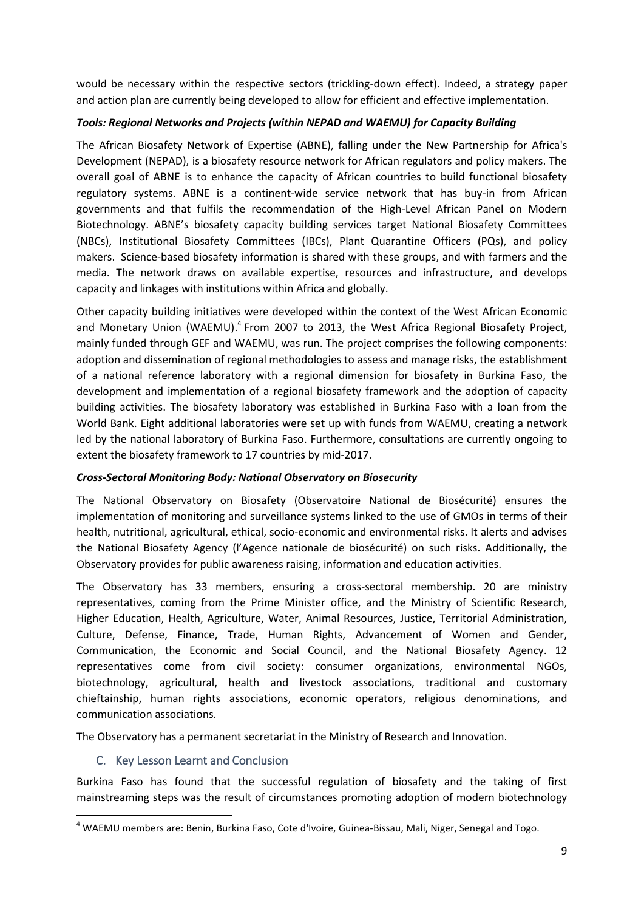would be necessary within the respective sectors (trickling-down effect). Indeed, a strategy paper and action plan are currently being developed to allow for efficient and effective implementation.

***Tools: Regional Networks and Projects (within NEPAD and WAEMU) for Capacity Building***

The African Biosafety Network of Expertise (ABNE), falling under the New Partnership for Africa's Development (NEPAD), is a biosafety resource network for African regulators and policy makers. The overall goal of ABNE is to enhance the capacity of African countries to build functional biosafety regulatory systems. ABNE is a continent-wide service network that has buy-in from African governments and that fulfils the recommendation of the High-Level African Panel on Modern Biotechnology. ABNE's biosafety capacity building services target National Biosafety Committees (NBCs), Institutional Biosafety Committees (IBCs), Plant Quarantine Officers (PQs), and policy makers. Science-based biosafety information is shared with these groups, and with farmers and the media. The network draws on available expertise, resources and infrastructure, and develops capacity and linkages with institutions within Africa and globally.

Other capacity building initiatives were developed within the context of the West African Economic and Monetary Union (WAEMU).[4] From 2007 to 2013, the West Africa Regional Biosafety Project, mainly funded through GEF and WAEMU, was run. The project comprises the following components: adoption and dissemination of regional methodologies to assess and manage risks, the establishment of a national reference laboratory with a regional dimension for biosafety in Burkina Faso, the development and implementation of a regional biosafety framework and the adoption of capacity building activities. The biosafety laboratory was established in Burkina Faso with a loan from the World Bank. Eight additional laboratories were set up with funds from WAEMU, creating a network led by the national laboratory of Burkina Faso. Furthermore, consultations are currently ongoing to extent the biosafety framework to 17 countries by mid-2017.

***Cross-Sectoral Monitoring Body: National Observatory on Biosecurity***

The National Observatory on Biosafety (Observatoire National de Biosécurité) ensures the implementation of monitoring and surveillance systems linked to the use of GMOs in terms of their health, nutritional, agricultural, ethical, socio-economic and environmental risks. It alerts and advises the National Biosafety Agency (l'Agence nationale de biosécurité) on such risks. Additionally, the Observatory provides for public awareness raising, information and education activities.

The Observatory has 33 members, ensuring a cross-sectoral membership. 20 are ministry representatives, coming from the Prime Minister office, and the Ministry of Scientific Research, Higher Education, Health, Agriculture, Water, Animal Resources, Justice, Territorial Administration, Culture, Defense, Finance, Trade, Human Rights, Advancement of Women and Gender, Communication, the Economic and Social Council, and the National Biosafety Agency. 12 representatives come from civil society: consumer organizations, environmental NGOs, biotechnology, agricultural, health and livestock associations, traditional and customary chieftainship, human rights associations, economic operators, religious denominations, and communication associations.

The Observatory has a permanent secretariat in the Ministry of Research and Innovation.

## C. Key Lesson Learnt and Conclusion

Burkina Faso has found that the successful regulation of biosafety and the taking of first mainstreaming steps was the result of circumstances promoting adoption of modern biotechnology

[4] WAEMU members are: Benin, Burkina Faso, Cote d'Ivoire, Guinea-Bissau, Mali, Niger, Senegal and Togo.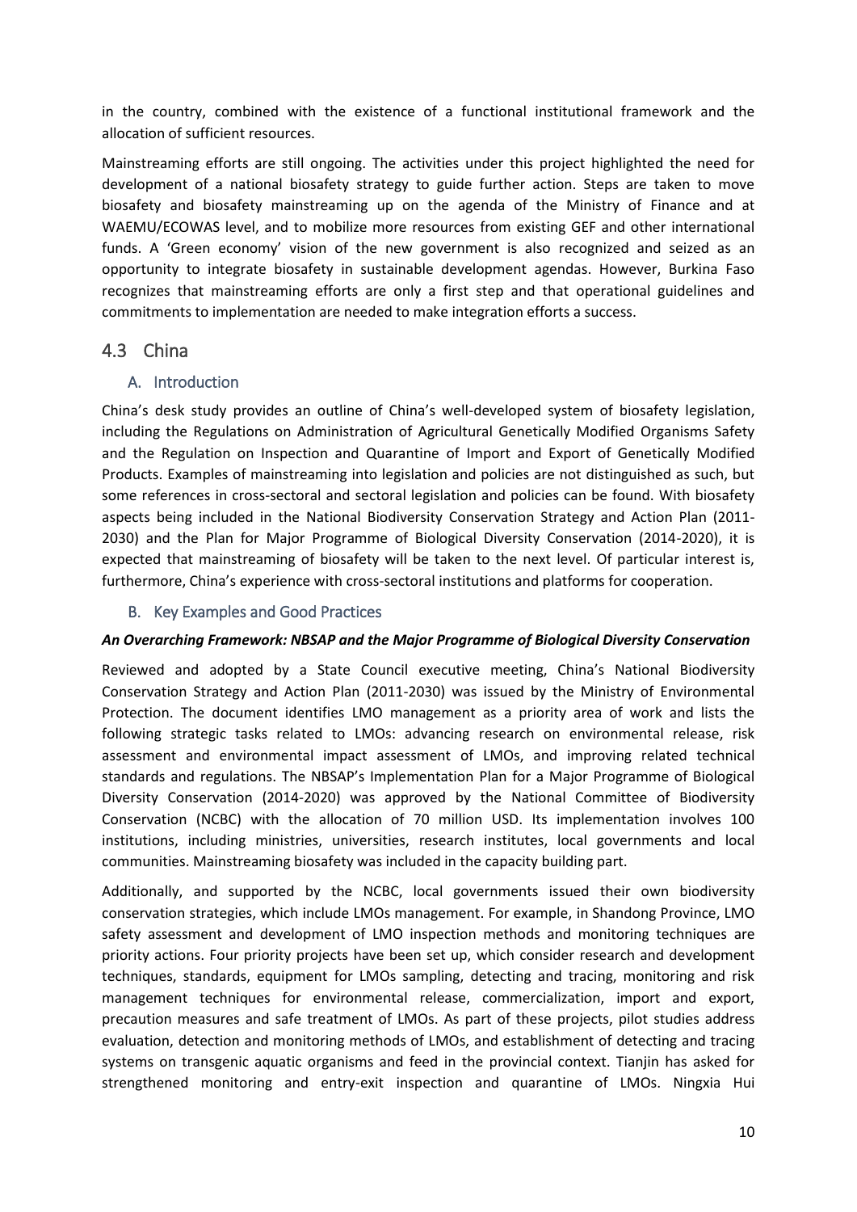in the country, combined with the existence of a functional institutional framework and the allocation of sufficient resources.

Mainstreaming efforts are still ongoing. The activities under this project highlighted the need for development of a national biosafety strategy to guide further action. Steps are taken to move biosafety and biosafety mainstreaming up on the agenda of the Ministry of Finance and at WAEMU/ECOWAS level, and to mobilize more resources from existing GEF and other international funds. A 'Green economy' vision of the new government is also recognized and seized as an opportunity to integrate biosafety in sustainable development agendas. However, Burkina Faso recognizes that mainstreaming efforts are only a first step and that operational guidelines and commitments to implementation are needed to make integration efforts a success.

## 4.3 China

### A. Introduction

China's desk study provides an outline of China's well-developed system of biosafety legislation, including the Regulations on Administration of Agricultural Genetically Modified Organisms Safety and the Regulation on Inspection and Quarantine of Import and Export of Genetically Modified Products. Examples of mainstreaming into legislation and policies are not distinguished as such, but some references in cross-sectoral and sectoral legislation and policies can be found. With biosafety aspects being included in the National Biodiversity Conservation Strategy and Action Plan (2011-2030) and the Plan for Major Programme of Biological Diversity Conservation (2014-2020), it is expected that mainstreaming of biosafety will be taken to the next level. Of particular interest is, furthermore, China's experience with cross-sectoral institutions and platforms for cooperation.

### B. Key Examples and Good Practices

***An Overarching Framework: NBSAP and the Major Programme of Biological Diversity Conservation***

Reviewed and adopted by a State Council executive meeting, China's National Biodiversity Conservation Strategy and Action Plan (2011-2030) was issued by the Ministry of Environmental Protection. The document identifies LMO management as a priority area of work and lists the following strategic tasks related to LMOs: advancing research on environmental release, risk assessment and environmental impact assessment of LMOs, and improving related technical standards and regulations. The NBSAP's Implementation Plan for a Major Programme of Biological Diversity Conservation (2014-2020) was approved by the National Committee of Biodiversity Conservation (NCBC) with the allocation of 70 million USD. Its implementation involves 100 institutions, including ministries, universities, research institutes, local governments and local communities. Mainstreaming biosafety was included in the capacity building part.

Additionally, and supported by the NCBC, local governments issued their own biodiversity conservation strategies, which include LMOs management. For example, in Shandong Province, LMO safety assessment and development of LMO inspection methods and monitoring techniques are priority actions. Four priority projects have been set up, which consider research and development techniques, standards, equipment for LMOs sampling, detecting and tracing, monitoring and risk management techniques for environmental release, commercialization, import and export, precaution measures and safe treatment of LMOs. As part of these projects, pilot studies address evaluation, detection and monitoring methods of LMOs, and establishment of detecting and tracing systems on transgenic aquatic organisms and feed in the provincial context. Tianjin has asked for strengthened monitoring and entry-exit inspection and quarantine of LMOs. Ningxia Hui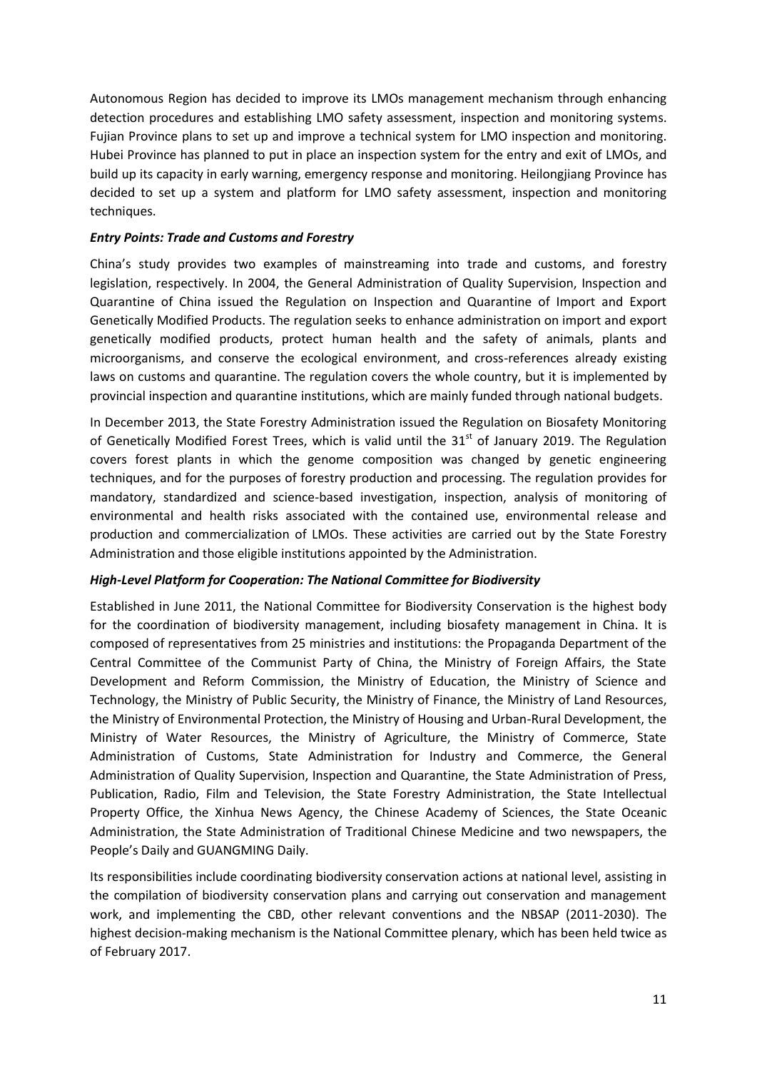Autonomous Region has decided to improve its LMOs management mechanism through enhancing detection procedures and establishing LMO safety assessment, inspection and monitoring systems. Fujian Province plans to set up and improve a technical system for LMO inspection and monitoring. Hubei Province has planned to put in place an inspection system for the entry and exit of LMOs, and build up its capacity in early warning, emergency response and monitoring. Heilongjiang Province has decided to set up a system and platform for LMO safety assessment, inspection and monitoring techniques.

***Entry Points: Trade and Customs and Forestry***

China's study provides two examples of mainstreaming into trade and customs, and forestry legislation, respectively. In 2004, the General Administration of Quality Supervision, Inspection and Quarantine of China issued the Regulation on Inspection and Quarantine of Import and Export Genetically Modified Products. The regulation seeks to enhance administration on import and export genetically modified products, protect human health and the safety of animals, plants and microorganisms, and conserve the ecological environment, and cross-references already existing laws on customs and quarantine. The regulation covers the whole country, but it is implemented by provincial inspection and quarantine institutions, which are mainly funded through national budgets.

In December 2013, the State Forestry Administration issued the Regulation on Biosafety Monitoring of Genetically Modified Forest Trees, which is valid until the 31st of January 2019. The Regulation covers forest plants in which the genome composition was changed by genetic engineering techniques, and for the purposes of forestry production and processing. The regulation provides for mandatory, standardized and science-based investigation, inspection, analysis of monitoring of environmental and health risks associated with the contained use, environmental release and production and commercialization of LMOs. These activities are carried out by the State Forestry Administration and those eligible institutions appointed by the Administration.

***High-Level Platform for Cooperation: The National Committee for Biodiversity***

Established in June 2011, the National Committee for Biodiversity Conservation is the highest body for the coordination of biodiversity management, including biosafety management in China. It is composed of representatives from 25 ministries and institutions: the Propaganda Department of the Central Committee of the Communist Party of China, the Ministry of Foreign Affairs, the State Development and Reform Commission, the Ministry of Education, the Ministry of Science and Technology, the Ministry of Public Security, the Ministry of Finance, the Ministry of Land Resources, the Ministry of Environmental Protection, the Ministry of Housing and Urban-Rural Development, the Ministry of Water Resources, the Ministry of Agriculture, the Ministry of Commerce, State Administration of Customs, State Administration for Industry and Commerce, the General Administration of Quality Supervision, Inspection and Quarantine, the State Administration of Press, Publication, Radio, Film and Television, the State Forestry Administration, the State Intellectual Property Office, the Xinhua News Agency, the Chinese Academy of Sciences, the State Oceanic Administration, the State Administration of Traditional Chinese Medicine and two newspapers, the People's Daily and GUANGMING Daily.

Its responsibilities include coordinating biodiversity conservation actions at national level, assisting in the compilation of biodiversity conservation plans and carrying out conservation and management work, and implementing the CBD, other relevant conventions and the NBSAP (2011-2030). The highest decision-making mechanism is the National Committee plenary, which has been held twice as of February 2017.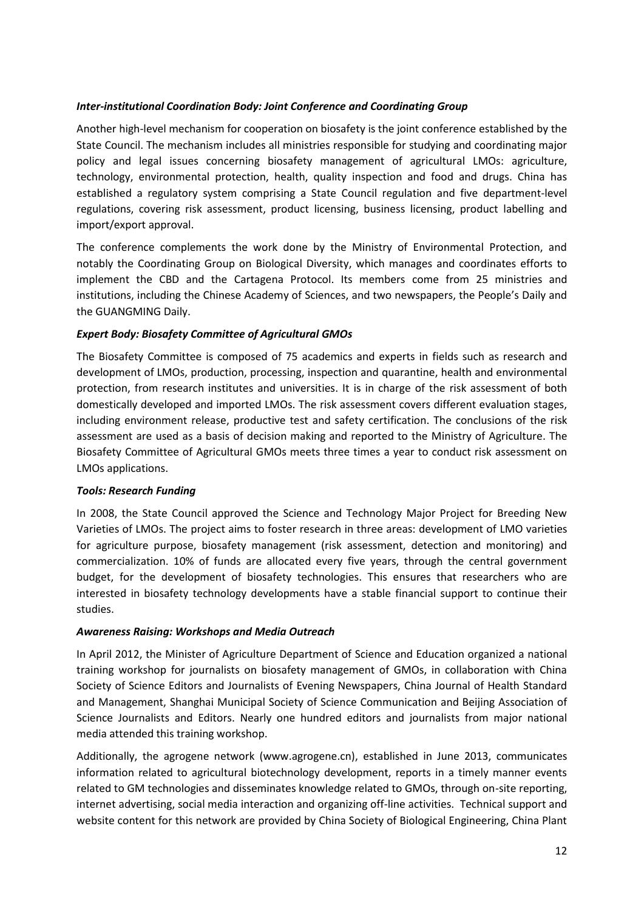***Inter-institutional Coordination Body: Joint Conference and Coordinating Group***

Another high-level mechanism for cooperation on biosafety is the joint conference established by the State Council. The mechanism includes all ministries responsible for studying and coordinating major policy and legal issues concerning biosafety management of agricultural LMOs: agriculture, technology, environmental protection, health, quality inspection and food and drugs. China has established a regulatory system comprising a State Council regulation and five department-level regulations, covering risk assessment, product licensing, business licensing, product labelling and import/export approval.

The conference complements the work done by the Ministry of Environmental Protection, and notably the Coordinating Group on Biological Diversity, which manages and coordinates efforts to implement the CBD and the Cartagena Protocol. Its members come from 25 ministries and institutions, including the Chinese Academy of Sciences, and two newspapers, the People's Daily and the GUANGMING Daily.

***Expert Body: Biosafety Committee of Agricultural GMOs***

The Biosafety Committee is composed of 75 academics and experts in fields such as research and development of LMOs, production, processing, inspection and quarantine, health and environmental protection, from research institutes and universities. It is in charge of the risk assessment of both domestically developed and imported LMOs. The risk assessment covers different evaluation stages, including environment release, productive test and safety certification. The conclusions of the risk assessment are used as a basis of decision making and reported to the Ministry of Agriculture. The Biosafety Committee of Agricultural GMOs meets three times a year to conduct risk assessment on LMOs applications.

***Tools: Research Funding***

In 2008, the State Council approved the Science and Technology Major Project for Breeding New Varieties of LMOs. The project aims to foster research in three areas: development of LMO varieties for agriculture purpose, biosafety management (risk assessment, detection and monitoring) and commercialization. 10% of funds are allocated every five years, through the central government budget, for the development of biosafety technologies. This ensures that researchers who are interested in biosafety technology developments have a stable financial support to continue their studies.

***Awareness Raising: Workshops and Media Outreach***

In April 2012, the Minister of Agriculture Department of Science and Education organized a national training workshop for journalists on biosafety management of GMOs, in collaboration with China Society of Science Editors and Journalists of Evening Newspapers, China Journal of Health Standard and Management, Shanghai Municipal Society of Science Communication and Beijing Association of Science Journalists and Editors. Nearly one hundred editors and journalists from major national media attended this training workshop.

Additionally, the agrogene network (www.agrogene.cn), established in June 2013, communicates information related to agricultural biotechnology development, reports in a timely manner events related to GM technologies and disseminates knowledge related to GMOs, through on-site reporting, internet advertising, social media interaction and organizing off-line activities. Technical support and website content for this network are provided by China Society of Biological Engineering, China Plant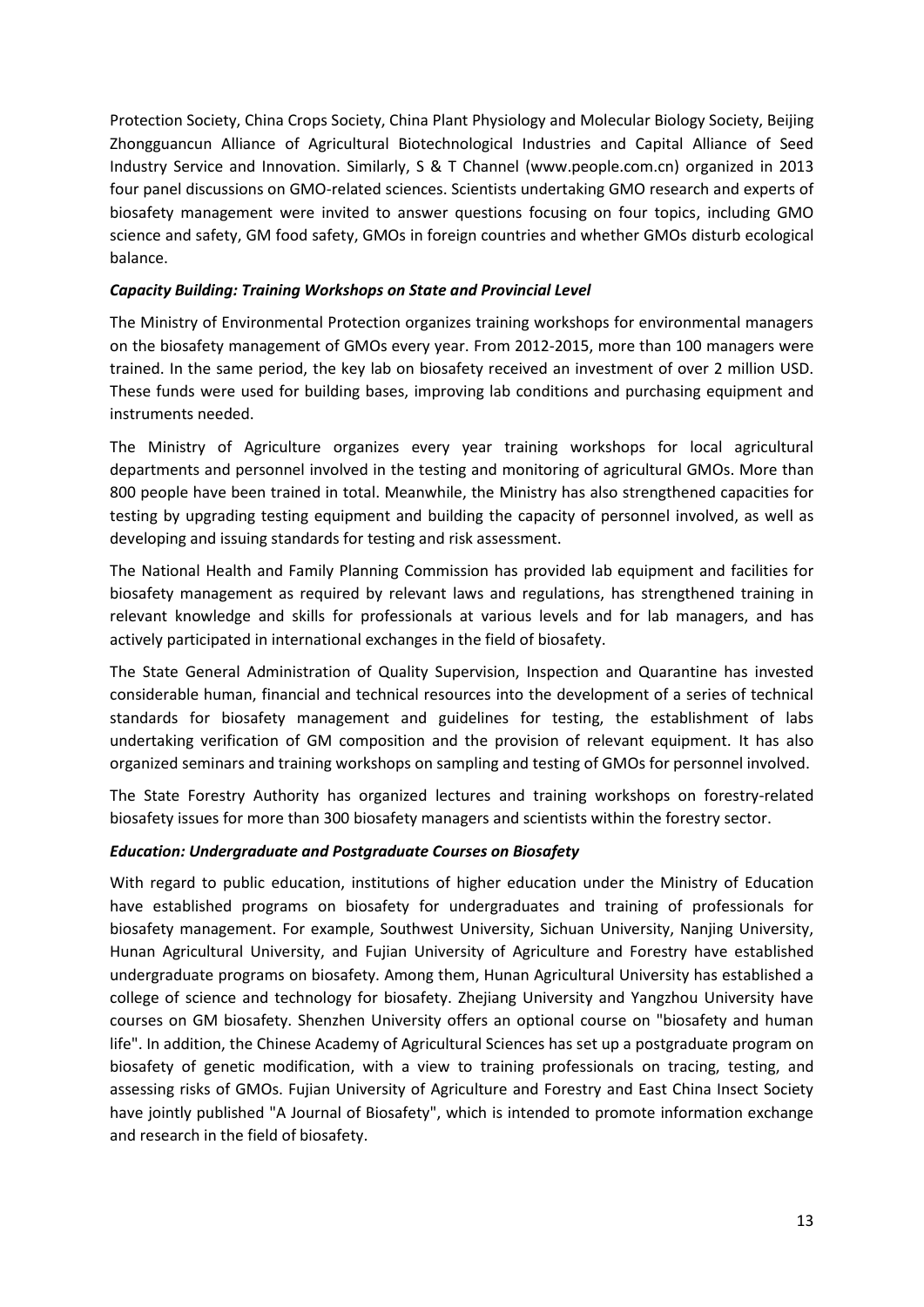Protection Society, China Crops Society, China Plant Physiology and Molecular Biology Society, Beijing Zhongguancun Alliance of Agricultural Biotechnological Industries and Capital Alliance of Seed Industry Service and Innovation. Similarly, S & T Channel (www.people.com.cn) organized in 2013 four panel discussions on GMO-related sciences. Scientists undertaking GMO research and experts of biosafety management were invited to answer questions focusing on four topics, including GMO science and safety, GM food safety, GMOs in foreign countries and whether GMOs disturb ecological balance.

***Capacity Building: Training Workshops on State and Provincial Level***

The Ministry of Environmental Protection organizes training workshops for environmental managers on the biosafety management of GMOs every year. From 2012-2015, more than 100 managers were trained. In the same period, the key lab on biosafety received an investment of over 2 million USD. These funds were used for building bases, improving lab conditions and purchasing equipment and instruments needed.

The Ministry of Agriculture organizes every year training workshops for local agricultural departments and personnel involved in the testing and monitoring of agricultural GMOs. More than 800 people have been trained in total. Meanwhile, the Ministry has also strengthened capacities for testing by upgrading testing equipment and building the capacity of personnel involved, as well as developing and issuing standards for testing and risk assessment.

The National Health and Family Planning Commission has provided lab equipment and facilities for biosafety management as required by relevant laws and regulations, has strengthened training in relevant knowledge and skills for professionals at various levels and for lab managers, and has actively participated in international exchanges in the field of biosafety.

The State General Administration of Quality Supervision, Inspection and Quarantine has invested considerable human, financial and technical resources into the development of a series of technical standards for biosafety management and guidelines for testing, the establishment of labs undertaking verification of GM composition and the provision of relevant equipment. It has also organized seminars and training workshops on sampling and testing of GMOs for personnel involved.

The State Forestry Authority has organized lectures and training workshops on forestry-related biosafety issues for more than 300 biosafety managers and scientists within the forestry sector.

***Education: Undergraduate and Postgraduate Courses on Biosafety***

With regard to public education, institutions of higher education under the Ministry of Education have established programs on biosafety for undergraduates and training of professionals for biosafety management. For example, Southwest University, Sichuan University, Nanjing University, Hunan Agricultural University, and Fujian University of Agriculture and Forestry have established undergraduate programs on biosafety. Among them, Hunan Agricultural University has established a college of science and technology for biosafety. Zhejiang University and Yangzhou University have courses on GM biosafety. Shenzhen University offers an optional course on "biosafety and human life". In addition, the Chinese Academy of Agricultural Sciences has set up a postgraduate program on biosafety of genetic modification, with a view to training professionals on tracing, testing, and assessing risks of GMOs. Fujian University of Agriculture and Forestry and East China Insect Society have jointly published "A Journal of Biosafety", which is intended to promote information exchange and research in the field of biosafety.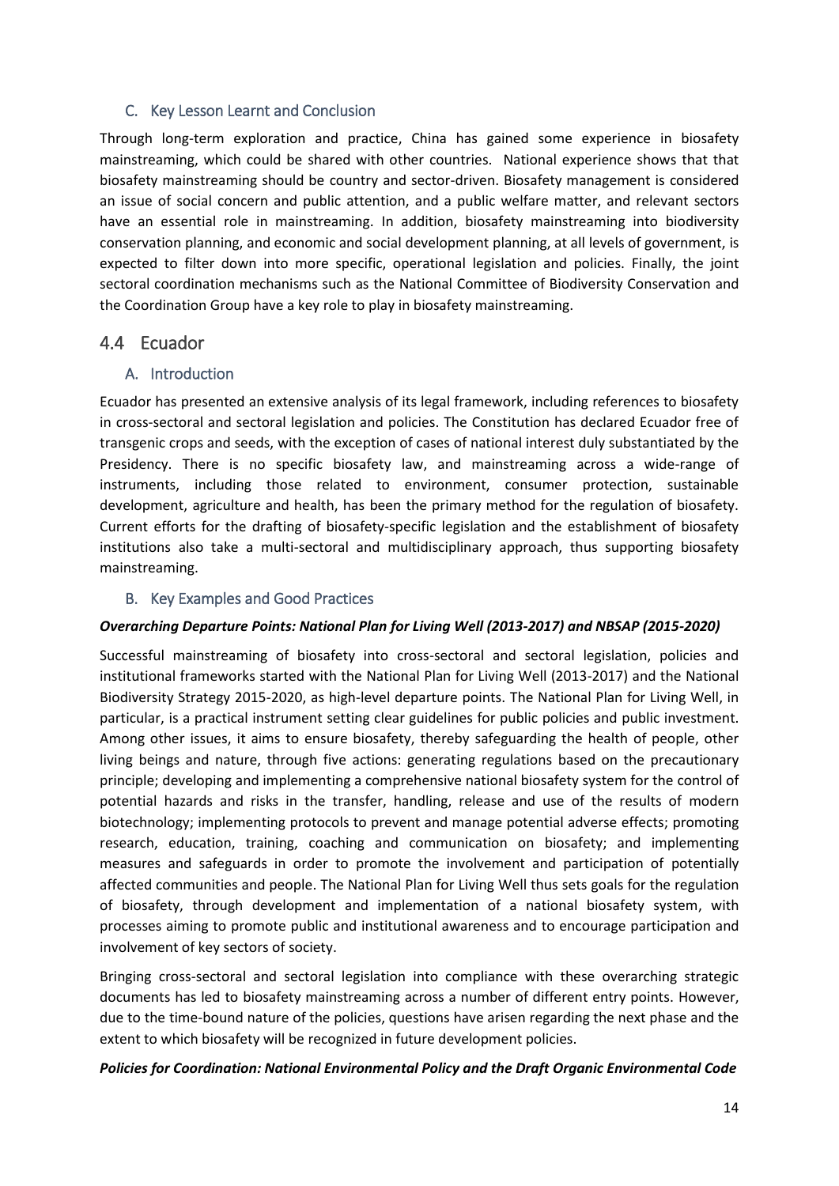### C. Key Lesson Learnt and Conclusion

Through long-term exploration and practice, China has gained some experience in biosafety mainstreaming, which could be shared with other countries. National experience shows that that biosafety mainstreaming should be country and sector-driven. Biosafety management is considered an issue of social concern and public attention, and a public welfare matter, and relevant sectors have an essential role in mainstreaming. In addition, biosafety mainstreaming into biodiversity conservation planning, and economic and social development planning, at all levels of government, is expected to filter down into more specific, operational legislation and policies. Finally, the joint sectoral coordination mechanisms such as the National Committee of Biodiversity Conservation and the Coordination Group have a key role to play in biosafety mainstreaming.

## 4.4 Ecuador

### A. Introduction

Ecuador has presented an extensive analysis of its legal framework, including references to biosafety in cross-sectoral and sectoral legislation and policies. The Constitution has declared Ecuador free of transgenic crops and seeds, with the exception of cases of national interest duly substantiated by the Presidency. There is no specific biosafety law, and mainstreaming across a wide-range of instruments, including those related to environment, consumer protection, sustainable development, agriculture and health, has been the primary method for the regulation of biosafety. Current efforts for the drafting of biosafety-specific legislation and the establishment of biosafety institutions also take a multi-sectoral and multidisciplinary approach, thus supporting biosafety mainstreaming.

### B. Key Examples and Good Practices

***Overarching Departure Points: National Plan for Living Well (2013-2017) and NBSAP (2015-2020)***

Successful mainstreaming of biosafety into cross-sectoral and sectoral legislation, policies and institutional frameworks started with the National Plan for Living Well (2013-2017) and the National Biodiversity Strategy 2015-2020, as high-level departure points. The National Plan for Living Well, in particular, is a practical instrument setting clear guidelines for public policies and public investment. Among other issues, it aims to ensure biosafety, thereby safeguarding the health of people, other living beings and nature, through five actions: generating regulations based on the precautionary principle; developing and implementing a comprehensive national biosafety system for the control of potential hazards and risks in the transfer, handling, release and use of the results of modern biotechnology; implementing protocols to prevent and manage potential adverse effects; promoting research, education, training, coaching and communication on biosafety; and implementing measures and safeguards in order to promote the involvement and participation of potentially affected communities and people. The National Plan for Living Well thus sets goals for the regulation of biosafety, through development and implementation of a national biosafety system, with processes aiming to promote public and institutional awareness and to encourage participation and involvement of key sectors of society.

Bringing cross-sectoral and sectoral legislation into compliance with these overarching strategic documents has led to biosafety mainstreaming across a number of different entry points. However, due to the time-bound nature of the policies, questions have arisen regarding the next phase and the extent to which biosafety will be recognized in future development policies.

***Policies for Coordination: National Environmental Policy and the Draft Organic Environmental Code***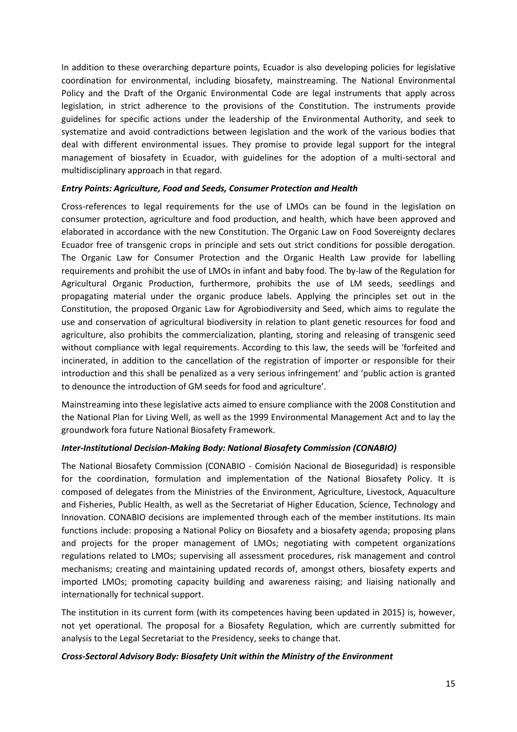In addition to these overarching departure points, Ecuador is also developing policies for legislative coordination for environmental, including biosafety, mainstreaming. The National Environmental Policy and the Draft of the Organic Environmental Code are legal instruments that apply across legislation, in strict adherence to the provisions of the Constitution. The instruments provide guidelines for specific actions under the leadership of the Environmental Authority, and seek to systematize and avoid contradictions between legislation and the work of the various bodies that deal with different environmental issues. They promise to provide legal support for the integral management of biosafety in Ecuador, with guidelines for the adoption of a multi-sectoral and multidisciplinary approach in that regard.

***Entry Points: Agriculture, Food and Seeds, Consumer Protection and Health***

Cross-references to legal requirements for the use of LMOs can be found in the legislation on consumer protection, agriculture and food production, and health, which have been approved and elaborated in accordance with the new Constitution. The Organic Law on Food Sovereignty declares Ecuador free of transgenic crops in principle and sets out strict conditions for possible derogation. The Organic Law for Consumer Protection and the Organic Health Law provide for labelling requirements and prohibit the use of LMOs in infant and baby food. The by-law of the Regulation for Agricultural Organic Production, furthermore, prohibits the use of LM seeds, seedlings and propagating material under the organic produce labels. Applying the principles set out in the Constitution, the proposed Organic Law for Agrobiodiversity and Seed, which aims to regulate the use and conservation of agricultural biodiversity in relation to plant genetic resources for food and agriculture, also prohibits the commercialization, planting, storing and releasing of transgenic seed without compliance with legal requirements. According to this law, the seeds will be 'forfeited and incinerated, in addition to the cancellation of the registration of importer or responsible for their introduction and this shall be penalized as a very serious infringement' and 'public action is granted to denounce the introduction of GM seeds for food and agriculture'.

Mainstreaming into these legislative acts aimed to ensure compliance with the 2008 Constitution and the National Plan for Living Well, as well as the 1999 Environmental Management Act and to lay the groundwork fora future National Biosafety Framework.

***Inter-Institutional Decision-Making Body: National Biosafety Commission (CONABIO)***

The National Biosafety Commission (CONABIO - Comisión Nacional de Bioseguridad) is responsible for the coordination, formulation and implementation of the National Biosafety Policy. It is composed of delegates from the Ministries of the Environment, Agriculture, Livestock, Aquaculture and Fisheries, Public Health, as well as the Secretariat of Higher Education, Science, Technology and Innovation. CONABIO decisions are implemented through each of the member institutions. Its main functions include: proposing a National Policy on Biosafety and a biosafety agenda; proposing plans and projects for the proper management of LMOs; negotiating with competent organizations regulations related to LMOs; supervising all assessment procedures, risk management and control mechanisms; creating and maintaining updated records of, amongst others, biosafety experts and imported LMOs; promoting capacity building and awareness raising; and liaising nationally and internationally for technical support.

The institution in its current form (with its competences having been updated in 2015) is, however, not yet operational. The proposal for a Biosafety Regulation, which are currently submitted for analysis to the Legal Secretariat to the Presidency, seeks to change that.

***Cross-Sectoral Advisory Body: Biosafety Unit within the Ministry of the Environment***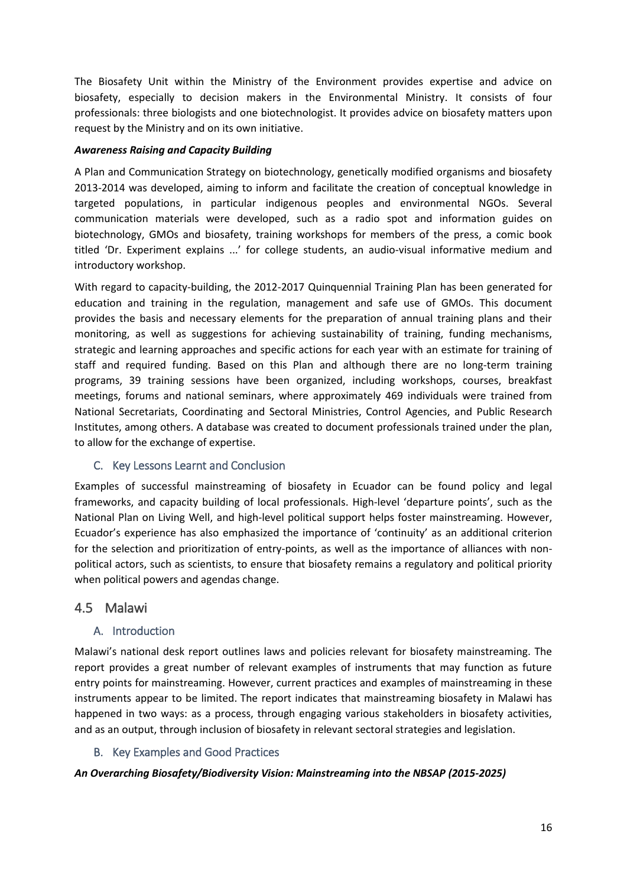The Biosafety Unit within the Ministry of the Environment provides expertise and advice on biosafety, especially to decision makers in the Environmental Ministry. It consists of four professionals: three biologists and one biotechnologist. It provides advice on biosafety matters upon request by the Ministry and on its own initiative.

***Awareness Raising and Capacity Building***

A Plan and Communication Strategy on biotechnology, genetically modified organisms and biosafety 2013-2014 was developed, aiming to inform and facilitate the creation of conceptual knowledge in targeted populations, in particular indigenous peoples and environmental NGOs. Several communication materials were developed, such as a radio spot and information guides on biotechnology, GMOs and biosafety, training workshops for members of the press, a comic book titled 'Dr. Experiment explains ...' for college students, an audio-visual informative medium and introductory workshop.

With regard to capacity-building, the 2012-2017 Quinquennial Training Plan has been generated for education and training in the regulation, management and safe use of GMOs. This document provides the basis and necessary elements for the preparation of annual training plans and their monitoring, as well as suggestions for achieving sustainability of training, funding mechanisms, strategic and learning approaches and specific actions for each year with an estimate for training of staff and required funding. Based on this Plan and although there are no long-term training programs, 39 training sessions have been organized, including workshops, courses, breakfast meetings, forums and national seminars, where approximately 469 individuals were trained from National Secretariats, Coordinating and Sectoral Ministries, Control Agencies, and Public Research Institutes, among others. A database was created to document professionals trained under the plan, to allow for the exchange of expertise.

### C. Key Lessons Learnt and Conclusion

Examples of successful mainstreaming of biosafety in Ecuador can be found policy and legal frameworks, and capacity building of local professionals. High-level 'departure points', such as the National Plan on Living Well, and high-level political support helps foster mainstreaming. However, Ecuador's experience has also emphasized the importance of 'continuity' as an additional criterion for the selection and prioritization of entry-points, as well as the importance of alliances with non-political actors, such as scientists, to ensure that biosafety remains a regulatory and political priority when political powers and agendas change.

## 4.5 Malawi

### A. Introduction

Malawi's national desk report outlines laws and policies relevant for biosafety mainstreaming. The report provides a great number of relevant examples of instruments that may function as future entry points for mainstreaming. However, current practices and examples of mainstreaming in these instruments appear to be limited. The report indicates that mainstreaming biosafety in Malawi has happened in two ways: as a process, through engaging various stakeholders in biosafety activities, and as an output, through inclusion of biosafety in relevant sectoral strategies and legislation.

### B. Key Examples and Good Practices

***An Overarching Biosafety/Biodiversity Vision: Mainstreaming into the NBSAP (2015-2025)***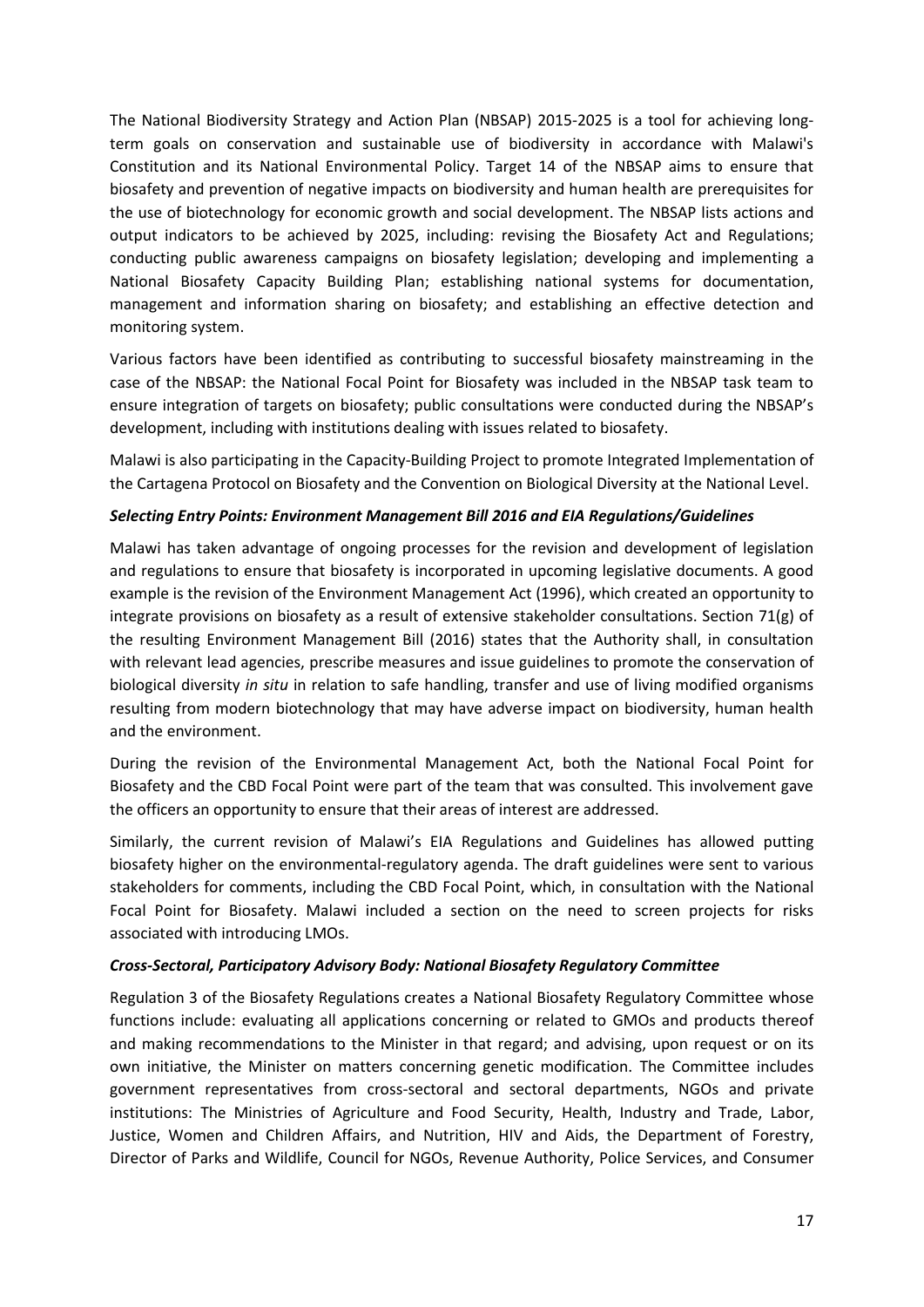The National Biodiversity Strategy and Action Plan (NBSAP) 2015-2025 is a tool for achieving long-term goals on conservation and sustainable use of biodiversity in accordance with Malawi's Constitution and its National Environmental Policy. Target 14 of the NBSAP aims to ensure that biosafety and prevention of negative impacts on biodiversity and human health are prerequisites for the use of biotechnology for economic growth and social development. The NBSAP lists actions and output indicators to be achieved by 2025, including: revising the Biosafety Act and Regulations; conducting public awareness campaigns on biosafety legislation; developing and implementing a National Biosafety Capacity Building Plan; establishing national systems for documentation, management and information sharing on biosafety; and establishing an effective detection and monitoring system.

Various factors have been identified as contributing to successful biosafety mainstreaming in the case of the NBSAP: the National Focal Point for Biosafety was included in the NBSAP task team to ensure integration of targets on biosafety; public consultations were conducted during the NBSAP's development, including with institutions dealing with issues related to biosafety.

Malawi is also participating in the Capacity-Building Project to promote Integrated Implementation of the Cartagena Protocol on Biosafety and the Convention on Biological Diversity at the National Level.

#### *Selecting Entry Points: Environment Management Bill 2016 and EIA Regulations/Guidelines*

Malawi has taken advantage of ongoing processes for the revision and development of legislation and regulations to ensure that biosafety is incorporated in upcoming legislative documents. A good example is the revision of the Environment Management Act (1996), which created an opportunity to integrate provisions on biosafety as a result of extensive stakeholder consultations. Section 71(g) of the resulting Environment Management Bill (2016) states that the Authority shall, in consultation with relevant lead agencies, prescribe measures and issue guidelines to promote the conservation of biological diversity *in situ* in relation to safe handling, transfer and use of living modified organisms resulting from modern biotechnology that may have adverse impact on biodiversity, human health and the environment.

During the revision of the Environmental Management Act, both the National Focal Point for Biosafety and the CBD Focal Point were part of the team that was consulted. This involvement gave the officers an opportunity to ensure that their areas of interest are addressed.

Similarly, the current revision of Malawi's EIA Regulations and Guidelines has allowed putting biosafety higher on the environmental-regulatory agenda. The draft guidelines were sent to various stakeholders for comments, including the CBD Focal Point, which, in consultation with the National Focal Point for Biosafety. Malawi included a section on the need to screen projects for risks associated with introducing LMOs.

#### *Cross-Sectoral, Participatory Advisory Body: National Biosafety Regulatory Committee*

Regulation 3 of the Biosafety Regulations creates a National Biosafety Regulatory Committee whose functions include: evaluating all applications concerning or related to GMOs and products thereof and making recommendations to the Minister in that regard; and advising, upon request or on its own initiative, the Minister on matters concerning genetic modification. The Committee includes government representatives from cross-sectoral and sectoral departments, NGOs and private institutions: The Ministries of Agriculture and Food Security, Health, Industry and Trade, Labor, Justice, Women and Children Affairs, and Nutrition, HIV and Aids, the Department of Forestry, Director of Parks and Wildlife, Council for NGOs, Revenue Authority, Police Services, and Consumer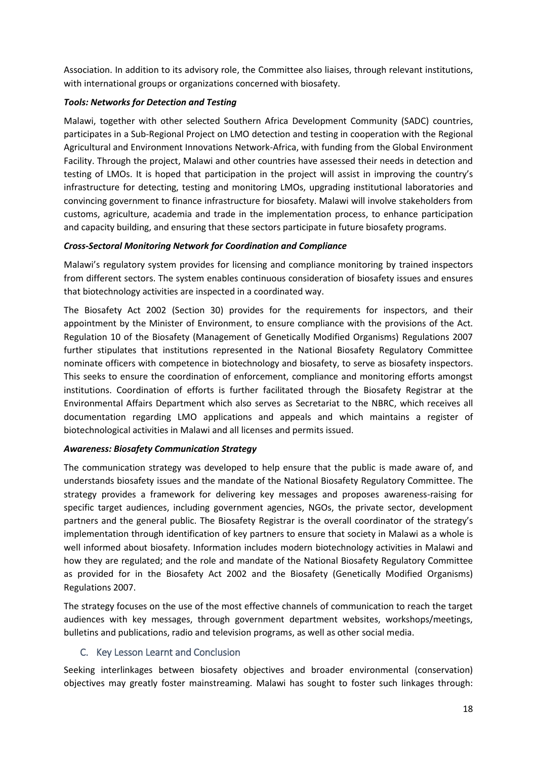Association. In addition to its advisory role, the Committee also liaises, through relevant institutions, with international groups or organizations concerned with biosafety.

***Tools: Networks for Detection and Testing***

Malawi, together with other selected Southern Africa Development Community (SADC) countries, participates in a Sub-Regional Project on LMO detection and testing in cooperation with the Regional Agricultural and Environment Innovations Network-Africa, with funding from the Global Environment Facility. Through the project, Malawi and other countries have assessed their needs in detection and testing of LMOs. It is hoped that participation in the project will assist in improving the country's infrastructure for detecting, testing and monitoring LMOs, upgrading institutional laboratories and convincing government to finance infrastructure for biosafety. Malawi will involve stakeholders from customs, agriculture, academia and trade in the implementation process, to enhance participation and capacity building, and ensuring that these sectors participate in future biosafety programs.

***Cross-Sectoral Monitoring Network for Coordination and Compliance***

Malawi's regulatory system provides for licensing and compliance monitoring by trained inspectors from different sectors. The system enables continuous consideration of biosafety issues and ensures that biotechnology activities are inspected in a coordinated way.

The Biosafety Act 2002 (Section 30) provides for the requirements for inspectors, and their appointment by the Minister of Environment, to ensure compliance with the provisions of the Act. Regulation 10 of the Biosafety (Management of Genetically Modified Organisms) Regulations 2007 further stipulates that institutions represented in the National Biosafety Regulatory Committee nominate officers with competence in biotechnology and biosafety, to serve as biosafety inspectors. This seeks to ensure the coordination of enforcement, compliance and monitoring efforts amongst institutions. Coordination of efforts is further facilitated through the Biosafety Registrar at the Environmental Affairs Department which also serves as Secretariat to the NBRC, which receives all documentation regarding LMO applications and appeals and which maintains a register of biotechnological activities in Malawi and all licenses and permits issued.

***Awareness: Biosafety Communication Strategy***

The communication strategy was developed to help ensure that the public is made aware of, and understands biosafety issues and the mandate of the National Biosafety Regulatory Committee. The strategy provides a framework for delivering key messages and proposes awareness-raising for specific target audiences, including government agencies, NGOs, the private sector, development partners and the general public. The Biosafety Registrar is the overall coordinator of the strategy's implementation through identification of key partners to ensure that society in Malawi as a whole is well informed about biosafety. Information includes modern biotechnology activities in Malawi and how they are regulated; and the role and mandate of the National Biosafety Regulatory Committee as provided for in the Biosafety Act 2002 and the Biosafety (Genetically Modified Organisms) Regulations 2007.

The strategy focuses on the use of the most effective channels of communication to reach the target audiences with key messages, through government department websites, workshops/meetings, bulletins and publications, radio and television programs, as well as other social media.

## C. Key Lesson Learnt and Conclusion

Seeking interlinkages between biosafety objectives and broader environmental (conservation) objectives may greatly foster mainstreaming. Malawi has sought to foster such linkages through: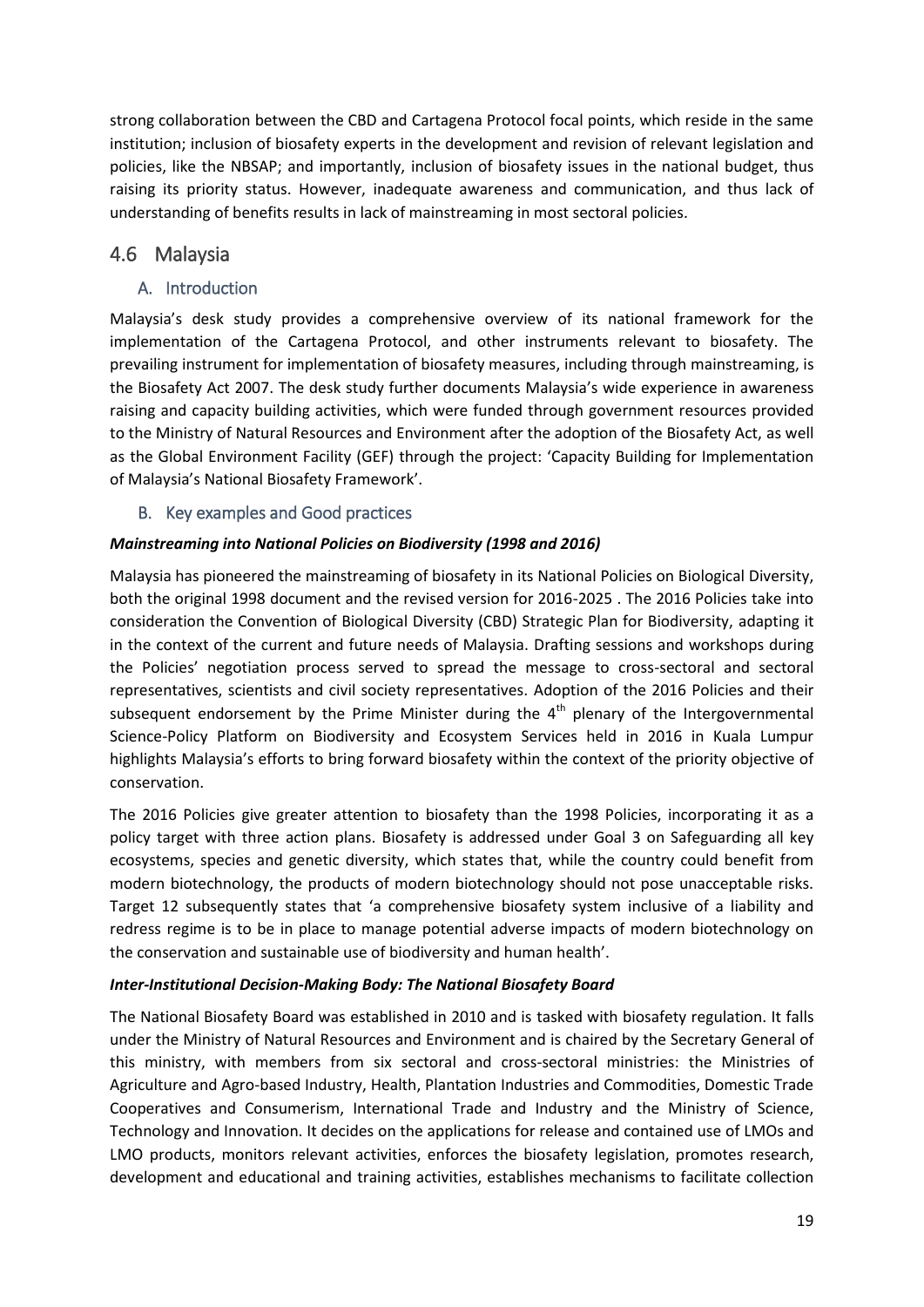strong collaboration between the CBD and Cartagena Protocol focal points, which reside in the same institution; inclusion of biosafety experts in the development and revision of relevant legislation and policies, like the NBSAP; and importantly, inclusion of biosafety issues in the national budget, thus raising its priority status. However, inadequate awareness and communication, and thus lack of understanding of benefits results in lack of mainstreaming in most sectoral policies.

## 4.6 Malaysia

### A. Introduction

Malaysia's desk study provides a comprehensive overview of its national framework for the implementation of the Cartagena Protocol, and other instruments relevant to biosafety. The prevailing instrument for implementation of biosafety measures, including through mainstreaming, is the Biosafety Act 2007. The desk study further documents Malaysia's wide experience in awareness raising and capacity building activities, which were funded through government resources provided to the Ministry of Natural Resources and Environment after the adoption of the Biosafety Act, as well as the Global Environment Facility (GEF) through the project: 'Capacity Building for Implementation of Malaysia's National Biosafety Framework'.

### B. Key examples and Good practices

***Mainstreaming into National Policies on Biodiversity (1998 and 2016)***

Malaysia has pioneered the mainstreaming of biosafety in its National Policies on Biological Diversity, both the original 1998 document and the revised version for 2016-2025 . The 2016 Policies take into consideration the Convention of Biological Diversity (CBD) Strategic Plan for Biodiversity, adapting it in the context of the current and future needs of Malaysia. Drafting sessions and workshops during the Policies' negotiation process served to spread the message to cross-sectoral and sectoral representatives, scientists and civil society representatives. Adoption of the 2016 Policies and their subsequent endorsement by the Prime Minister during the 4th plenary of the Intergovernmental Science-Policy Platform on Biodiversity and Ecosystem Services held in 2016 in Kuala Lumpur highlights Malaysia's efforts to bring forward biosafety within the context of the priority objective of conservation.

The 2016 Policies give greater attention to biosafety than the 1998 Policies, incorporating it as a policy target with three action plans. Biosafety is addressed under Goal 3 on Safeguarding all key ecosystems, species and genetic diversity, which states that, while the country could benefit from modern biotechnology, the products of modern biotechnology should not pose unacceptable risks. Target 12 subsequently states that 'a comprehensive biosafety system inclusive of a liability and redress regime is to be in place to manage potential adverse impacts of modern biotechnology on the conservation and sustainable use of biodiversity and human health'.

***Inter-Institutional Decision-Making Body: The National Biosafety Board***

The National Biosafety Board was established in 2010 and is tasked with biosafety regulation. It falls under the Ministry of Natural Resources and Environment and is chaired by the Secretary General of this ministry, with members from six sectoral and cross-sectoral ministries: the Ministries of Agriculture and Agro-based Industry, Health, Plantation Industries and Commodities, Domestic Trade Cooperatives and Consumerism, International Trade and Industry and the Ministry of Science, Technology and Innovation. It decides on the applications for release and contained use of LMOs and LMO products, monitors relevant activities, enforces the biosafety legislation, promotes research, development and educational and training activities, establishes mechanisms to facilitate collection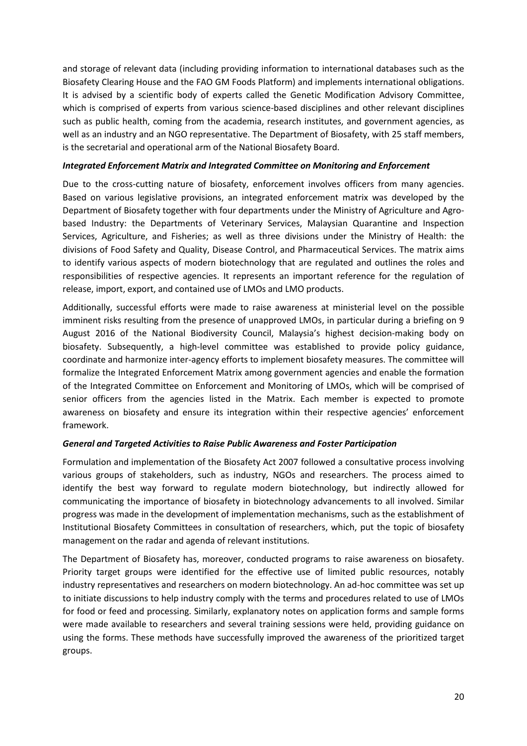and storage of relevant data (including providing information to international databases such as the Biosafety Clearing House and the FAO GM Foods Platform) and implements international obligations. It is advised by a scientific body of experts called the Genetic Modification Advisory Committee, which is comprised of experts from various science-based disciplines and other relevant disciplines such as public health, coming from the academia, research institutes, and government agencies, as well as an industry and an NGO representative. The Department of Biosafety, with 25 staff members, is the secretarial and operational arm of the National Biosafety Board.

***Integrated Enforcement Matrix and Integrated Committee on Monitoring and Enforcement***

Due to the cross-cutting nature of biosafety, enforcement involves officers from many agencies. Based on various legislative provisions, an integrated enforcement matrix was developed by the Department of Biosafety together with four departments under the Ministry of Agriculture and Agro-based Industry: the Departments of Veterinary Services, Malaysian Quarantine and Inspection Services, Agriculture, and Fisheries; as well as three divisions under the Ministry of Health: the divisions of Food Safety and Quality, Disease Control, and Pharmaceutical Services. The matrix aims to identify various aspects of modern biotechnology that are regulated and outlines the roles and responsibilities of respective agencies. It represents an important reference for the regulation of release, import, export, and contained use of LMOs and LMO products.

Additionally, successful efforts were made to raise awareness at ministerial level on the possible imminent risks resulting from the presence of unapproved LMOs, in particular during a briefing on 9 August 2016 of the National Biodiversity Council, Malaysia's highest decision-making body on biosafety. Subsequently, a high-level committee was established to provide policy guidance, coordinate and harmonize inter-agency efforts to implement biosafety measures. The committee will formalize the Integrated Enforcement Matrix among government agencies and enable the formation of the Integrated Committee on Enforcement and Monitoring of LMOs, which will be comprised of senior officers from the agencies listed in the Matrix. Each member is expected to promote awareness on biosafety and ensure its integration within their respective agencies' enforcement framework.

***General and Targeted Activities to Raise Public Awareness and Foster Participation***

Formulation and implementation of the Biosafety Act 2007 followed a consultative process involving various groups of stakeholders, such as industry, NGOs and researchers. The process aimed to identify the best way forward to regulate modern biotechnology, but indirectly allowed for communicating the importance of biosafety in biotechnology advancements to all involved. Similar progress was made in the development of implementation mechanisms, such as the establishment of Institutional Biosafety Committees in consultation of researchers, which, put the topic of biosafety management on the radar and agenda of relevant institutions.

The Department of Biosafety has, moreover, conducted programs to raise awareness on biosafety. Priority target groups were identified for the effective use of limited public resources, notably industry representatives and researchers on modern biotechnology. An ad-hoc committee was set up to initiate discussions to help industry comply with the terms and procedures related to use of LMOs for food or feed and processing. Similarly, explanatory notes on application forms and sample forms were made available to researchers and several training sessions were held, providing guidance on using the forms. These methods have successfully improved the awareness of the prioritized target groups.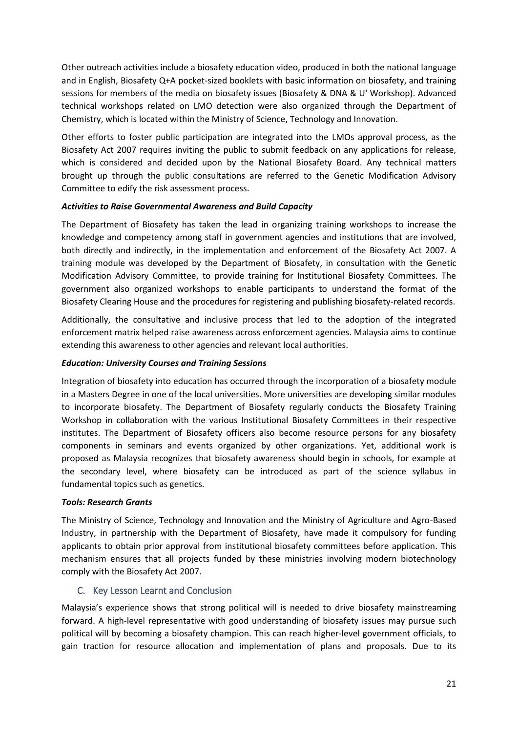Other outreach activities include a biosafety education video, produced in both the national language and in English, Biosafety Q+A pocket-sized booklets with basic information on biosafety, and training sessions for members of the media on biosafety issues (Biosafety & DNA & U' Workshop). Advanced technical workshops related on LMO detection were also organized through the Department of Chemistry, which is located within the Ministry of Science, Technology and Innovation.

Other efforts to foster public participation are integrated into the LMOs approval process, as the Biosafety Act 2007 requires inviting the public to submit feedback on any applications for release, which is considered and decided upon by the National Biosafety Board. Any technical matters brought up through the public consultations are referred to the Genetic Modification Advisory Committee to edify the risk assessment process.

***Activities to Raise Governmental Awareness and Build Capacity***

The Department of Biosafety has taken the lead in organizing training workshops to increase the knowledge and competency among staff in government agencies and institutions that are involved, both directly and indirectly, in the implementation and enforcement of the Biosafety Act 2007. A training module was developed by the Department of Biosafety, in consultation with the Genetic Modification Advisory Committee, to provide training for Institutional Biosafety Committees. The government also organized workshops to enable participants to understand the format of the Biosafety Clearing House and the procedures for registering and publishing biosafety-related records.

Additionally, the consultative and inclusive process that led to the adoption of the integrated enforcement matrix helped raise awareness across enforcement agencies. Malaysia aims to continue extending this awareness to other agencies and relevant local authorities.

***Education: University Courses and Training Sessions***

Integration of biosafety into education has occurred through the incorporation of a biosafety module in a Masters Degree in one of the local universities. More universities are developing similar modules to incorporate biosafety. The Department of Biosafety regularly conducts the Biosafety Training Workshop in collaboration with the various Institutional Biosafety Committees in their respective institutes. The Department of Biosafety officers also become resource persons for any biosafety components in seminars and events organized by other organizations. Yet, additional work is proposed as Malaysia recognizes that biosafety awareness should begin in schools, for example at the secondary level, where biosafety can be introduced as part of the science syllabus in fundamental topics such as genetics.

***Tools: Research Grants***

The Ministry of Science, Technology and Innovation and the Ministry of Agriculture and Agro-Based Industry, in partnership with the Department of Biosafety, have made it compulsory for funding applicants to obtain prior approval from institutional biosafety committees before application. This mechanism ensures that all projects funded by these ministries involving modern biotechnology comply with the Biosafety Act 2007.

### C. Key Lesson Learnt and Conclusion

Malaysia's experience shows that strong political will is needed to drive biosafety mainstreaming forward. A high-level representative with good understanding of biosafety issues may pursue such political will by becoming a biosafety champion. This can reach higher-level government officials, to gain traction for resource allocation and implementation of plans and proposals. Due to its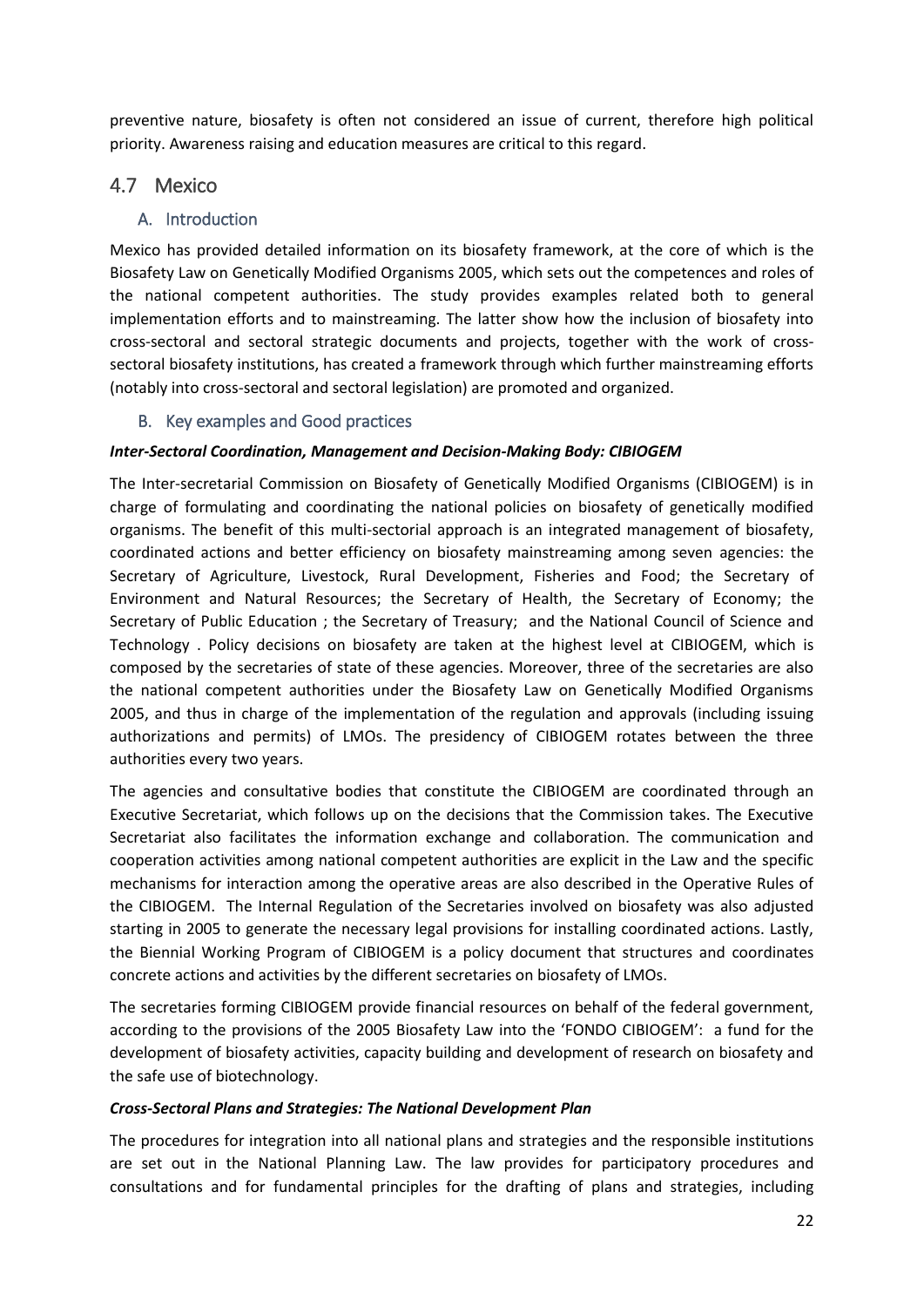preventive nature, biosafety is often not considered an issue of current, therefore high political priority. Awareness raising and education measures are critical to this regard.

## 4.7 Mexico

### A. Introduction

Mexico has provided detailed information on its biosafety framework, at the core of which is the Biosafety Law on Genetically Modified Organisms 2005, which sets out the competences and roles of the national competent authorities. The study provides examples related both to general implementation efforts and to mainstreaming. The latter show how the inclusion of biosafety into cross-sectoral and sectoral strategic documents and projects, together with the work of cross-sectoral biosafety institutions, has created a framework through which further mainstreaming efforts (notably into cross-sectoral and sectoral legislation) are promoted and organized.

### B. Key examples and Good practices

***Inter-Sectoral Coordination, Management and Decision-Making Body: CIBIOGEM***

The Inter-secretarial Commission on Biosafety of Genetically Modified Organisms (CIBIOGEM) is in charge of formulating and coordinating the national policies on biosafety of genetically modified organisms. The benefit of this multi-sectorial approach is an integrated management of biosafety, coordinated actions and better efficiency on biosafety mainstreaming among seven agencies: the Secretary of Agriculture, Livestock, Rural Development, Fisheries and Food; the Secretary of Environment and Natural Resources; the Secretary of Health, the Secretary of Economy; the Secretary of Public Education ; the Secretary of Treasury; and the National Council of Science and Technology . Policy decisions on biosafety are taken at the highest level at CIBIOGEM, which is composed by the secretaries of state of these agencies. Moreover, three of the secretaries are also the national competent authorities under the Biosafety Law on Genetically Modified Organisms 2005, and thus in charge of the implementation of the regulation and approvals (including issuing authorizations and permits) of LMOs. The presidency of CIBIOGEM rotates between the three authorities every two years.

The agencies and consultative bodies that constitute the CIBIOGEM are coordinated through an Executive Secretariat, which follows up on the decisions that the Commission takes. The Executive Secretariat also facilitates the information exchange and collaboration. The communication and cooperation activities among national competent authorities are explicit in the Law and the specific mechanisms for interaction among the operative areas are also described in the Operative Rules of the CIBIOGEM. The Internal Regulation of the Secretaries involved on biosafety was also adjusted starting in 2005 to generate the necessary legal provisions for installing coordinated actions. Lastly, the Biennial Working Program of CIBIOGEM is a policy document that structures and coordinates concrete actions and activities by the different secretaries on biosafety of LMOs.

The secretaries forming CIBIOGEM provide financial resources on behalf of the federal government, according to the provisions of the 2005 Biosafety Law into the 'FONDO CIBIOGEM': a fund for the development of biosafety activities, capacity building and development of research on biosafety and the safe use of biotechnology.

***Cross-Sectoral Plans and Strategies: The National Development Plan***

The procedures for integration into all national plans and strategies and the responsible institutions are set out in the National Planning Law. The law provides for participatory procedures and consultations and for fundamental principles for the drafting of plans and strategies, including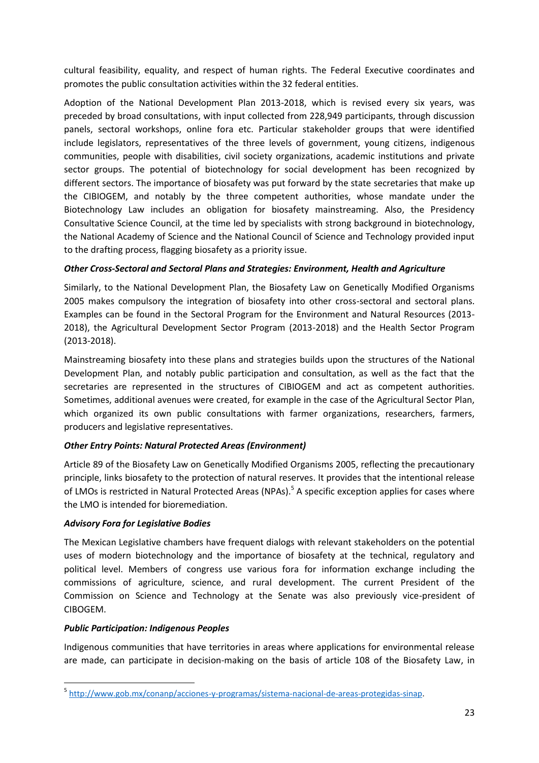cultural feasibility, equality, and respect of human rights. The Federal Executive coordinates and promotes the public consultation activities within the 32 federal entities.

Adoption of the National Development Plan 2013-2018, which is revised every six years, was preceded by broad consultations, with input collected from 228,949 participants, through discussion panels, sectoral workshops, online fora etc. Particular stakeholder groups that were identified include legislators, representatives of the three levels of government, young citizens, indigenous communities, people with disabilities, civil society organizations, academic institutions and private sector groups. The potential of biotechnology for social development has been recognized by different sectors. The importance of biosafety was put forward by the state secretaries that make up the CIBIOGEM, and notably by the three competent authorities, whose mandate under the Biotechnology Law includes an obligation for biosafety mainstreaming. Also, the Presidency Consultative Science Council, at the time led by specialists with strong background in biotechnology, the National Academy of Science and the National Council of Science and Technology provided input to the drafting process, flagging biosafety as a priority issue.

***Other Cross-Sectoral and Sectoral Plans and Strategies: Environment, Health and Agriculture***

Similarly, to the National Development Plan, the Biosafety Law on Genetically Modified Organisms 2005 makes compulsory the integration of biosafety into other cross-sectoral and sectoral plans. Examples can be found in the Sectoral Program for the Environment and Natural Resources (2013-2018), the Agricultural Development Sector Program (2013-2018) and the Health Sector Program (2013-2018).

Mainstreaming biosafety into these plans and strategies builds upon the structures of the National Development Plan, and notably public participation and consultation, as well as the fact that the secretaries are represented in the structures of CIBIOGEM and act as competent authorities. Sometimes, additional avenues were created, for example in the case of the Agricultural Sector Plan, which organized its own public consultations with farmer organizations, researchers, farmers, producers and legislative representatives.

***Other Entry Points: Natural Protected Areas (Environment)***

Article 89 of the Biosafety Law on Genetically Modified Organisms 2005, reflecting the precautionary principle, links biosafety to the protection of natural reserves. It provides that the intentional release of LMOs is restricted in Natural Protected Areas (NPAs).[5] A specific exception applies for cases where the LMO is intended for bioremediation.

***Advisory Fora for Legislative Bodies***

The Mexican Legislative chambers have frequent dialogs with relevant stakeholders on the potential uses of modern biotechnology and the importance of biosafety at the technical, regulatory and political level. Members of congress use various fora for information exchange including the commissions of agriculture, science, and rural development. The current President of the Commission on Science and Technology at the Senate was also previously vice-president of CIBOGEM.

***Public Participation: Indigenous Peoples***

Indigenous communities that have territories in areas where applications for environmental release are made, can participate in decision-making on the basis of article 108 of the Biosafety Law, in

[5] http://www.gob.mx/conanp/acciones-y-programas/sistema-nacional-de-areas-protegidas-sinap.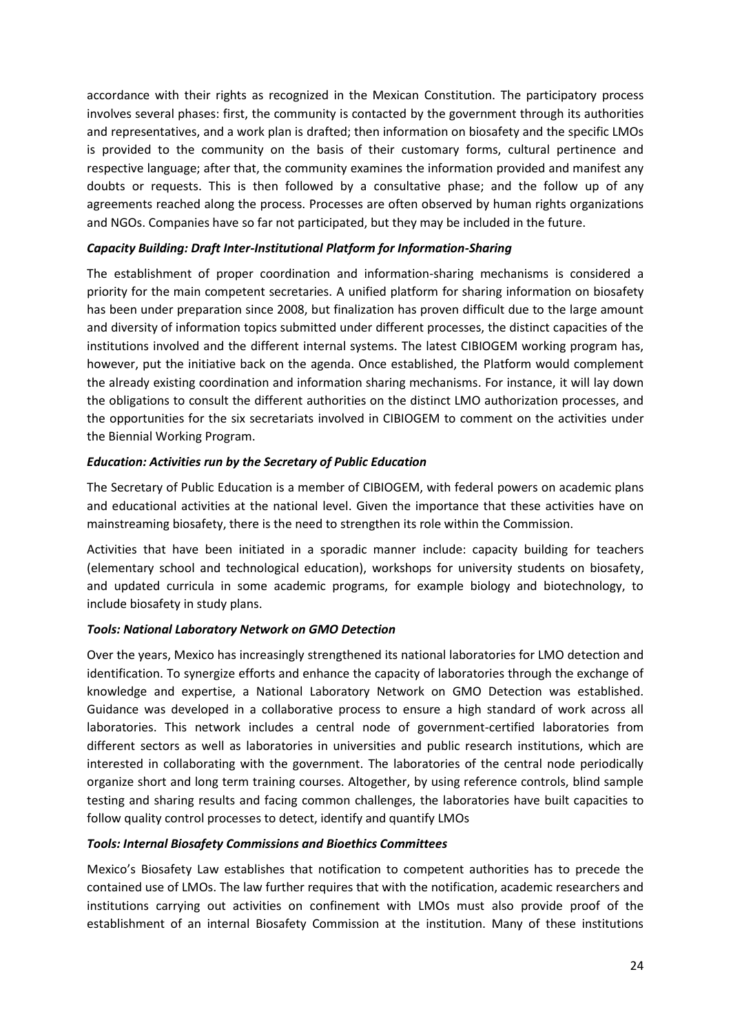accordance with their rights as recognized in the Mexican Constitution. The participatory process involves several phases: first, the community is contacted by the government through its authorities and representatives, and a work plan is drafted; then information on biosafety and the specific LMOs is provided to the community on the basis of their customary forms, cultural pertinence and respective language; after that, the community examines the information provided and manifest any doubts or requests. This is then followed by a consultative phase; and the follow up of any agreements reached along the process. Processes are often observed by human rights organizations and NGOs. Companies have so far not participated, but they may be included in the future.

***Capacity Building: Draft Inter-Institutional Platform for Information-Sharing***

The establishment of proper coordination and information-sharing mechanisms is considered a priority for the main competent secretaries. A unified platform for sharing information on biosafety has been under preparation since 2008, but finalization has proven difficult due to the large amount and diversity of information topics submitted under different processes, the distinct capacities of the institutions involved and the different internal systems. The latest CIBIOGEM working program has, however, put the initiative back on the agenda. Once established, the Platform would complement the already existing coordination and information sharing mechanisms. For instance, it will lay down the obligations to consult the different authorities on the distinct LMO authorization processes, and the opportunities for the six secretariats involved in CIBIOGEM to comment on the activities under the Biennial Working Program.

***Education: Activities run by the Secretary of Public Education***

The Secretary of Public Education is a member of CIBIOGEM, with federal powers on academic plans and educational activities at the national level. Given the importance that these activities have on mainstreaming biosafety, there is the need to strengthen its role within the Commission.

Activities that have been initiated in a sporadic manner include: capacity building for teachers (elementary school and technological education), workshops for university students on biosafety, and updated curricula in some academic programs, for example biology and biotechnology, to include biosafety in study plans.

***Tools: National Laboratory Network on GMO Detection***

Over the years, Mexico has increasingly strengthened its national laboratories for LMO detection and identification. To synergize efforts and enhance the capacity of laboratories through the exchange of knowledge and expertise, a National Laboratory Network on GMO Detection was established. Guidance was developed in a collaborative process to ensure a high standard of work across all laboratories. This network includes a central node of government-certified laboratories from different sectors as well as laboratories in universities and public research institutions, which are interested in collaborating with the government. The laboratories of the central node periodically organize short and long term training courses. Altogether, by using reference controls, blind sample testing and sharing results and facing common challenges, the laboratories have built capacities to follow quality control processes to detect, identify and quantify LMOs

***Tools: Internal Biosafety Commissions and Bioethics Committees***

Mexico's Biosafety Law establishes that notification to competent authorities has to precede the contained use of LMOs. The law further requires that with the notification, academic researchers and institutions carrying out activities on confinement with LMOs must also provide proof of the establishment of an internal Biosafety Commission at the institution. Many of these institutions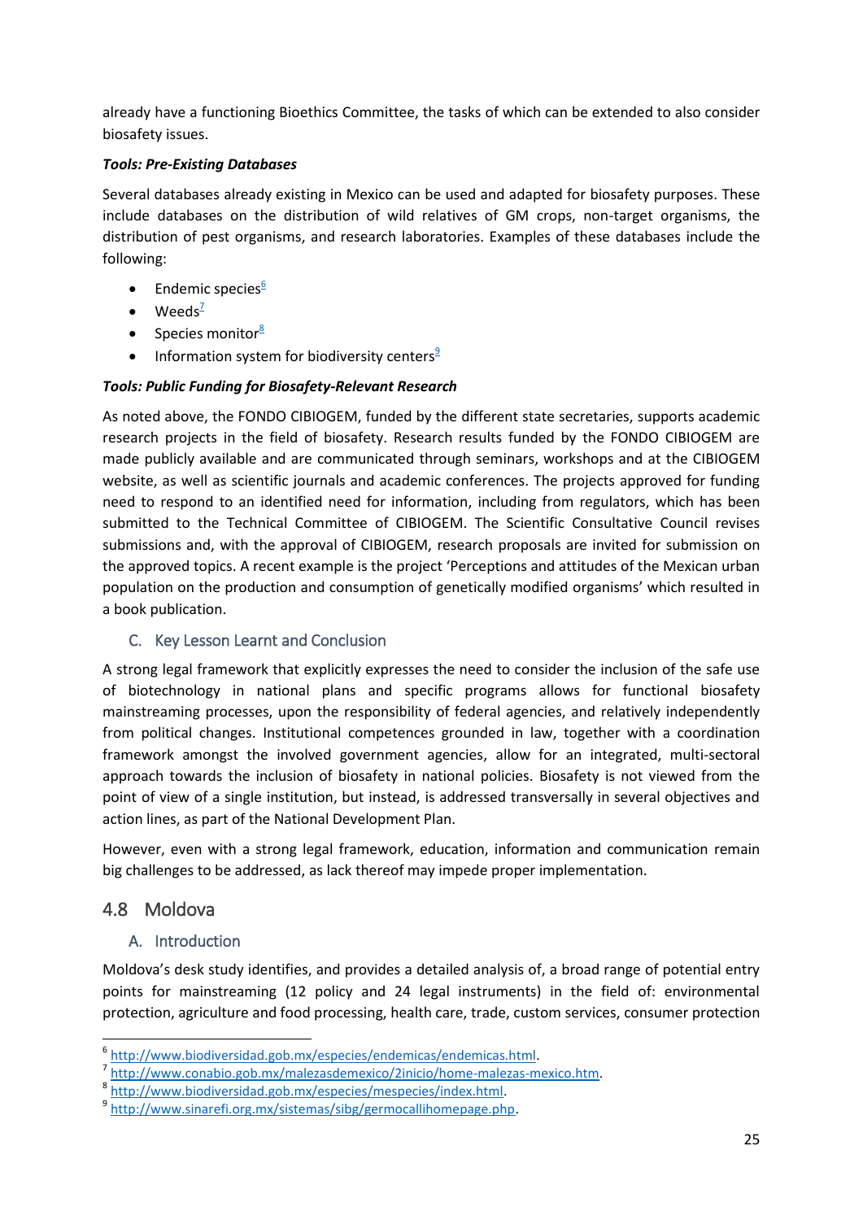already have a functioning Bioethics Committee, the tasks of which can be extended to also consider biosafety issues.

***Tools: Pre-Existing Databases***

Several databases already existing in Mexico can be used and adapted for biosafety purposes. These include databases on the distribution of wild relatives of GM crops, non-target organisms, the distribution of pest organisms, and research laboratories. Examples of these databases include the following:

- Endemic species[6]
- Weeds[7]
- Species monitor[8]
- Information system for biodiversity centers[9]

***Tools: Public Funding for Biosafety-Relevant Research***

As noted above, the FONDO CIBIOGEM, funded by the different state secretaries, supports academic research projects in the field of biosafety. Research results funded by the FONDO CIBIOGEM are made publicly available and are communicated through seminars, workshops and at the CIBIOGEM website, as well as scientific journals and academic conferences. The projects approved for funding need to respond to an identified need for information, including from regulators, which has been submitted to the Technical Committee of CIBIOGEM. The Scientific Consultative Council revises submissions and, with the approval of CIBIOGEM, research proposals are invited for submission on the approved topics. A recent example is the project 'Perceptions and attitudes of the Mexican urban population on the production and consumption of genetically modified organisms' which resulted in a book publication.

### C. Key Lesson Learnt and Conclusion

A strong legal framework that explicitly expresses the need to consider the inclusion of the safe use of biotechnology in national plans and specific programs allows for functional biosafety mainstreaming processes, upon the responsibility of federal agencies, and relatively independently from political changes. Institutional competences grounded in law, together with a coordination framework amongst the involved government agencies, allow for an integrated, multi-sectoral approach towards the inclusion of biosafety in national policies. Biosafety is not viewed from the point of view of a single institution, but instead, is addressed transversally in several objectives and action lines, as part of the National Development Plan.

However, even with a strong legal framework, education, information and communication remain big challenges to be addressed, as lack thereof may impede proper implementation.

## 4.8 Moldova

### A. Introduction

Moldova's desk study identifies, and provides a detailed analysis of, a broad range of potential entry points for mainstreaming (12 policy and 24 legal instruments) in the field of: environmental protection, agriculture and food processing, health care, trade, custom services, consumer protection

---

[6] http://www.biodiversidad.gob.mx/especies/endemicas/endemicas.html.

[7] http://www.conabio.gob.mx/malezasdemexico/2inicio/home-malezas-mexico.htm.

[8] http://www.biodiversidad.gob.mx/especies/mespecies/index.html.

[9] http://www.sinarefi.org.mx/sistemas/sibg/germocallihomepage.php.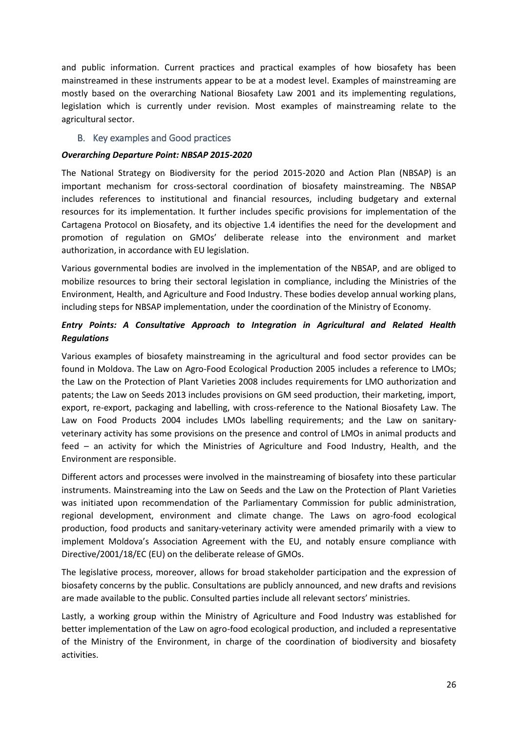and public information. Current practices and practical examples of how biosafety has been mainstreamed in these instruments appear to be at a modest level. Examples of mainstreaming are mostly based on the overarching National Biosafety Law 2001 and its implementing regulations, legislation which is currently under revision. Most examples of mainstreaming relate to the agricultural sector.

## B. Key examples and Good practices

***Overarching Departure Point: NBSAP 2015-2020***

The National Strategy on Biodiversity for the period 2015-2020 and Action Plan (NBSAP) is an important mechanism for cross-sectoral coordination of biosafety mainstreaming. The NBSAP includes references to institutional and financial resources, including budgetary and external resources for its implementation. It further includes specific provisions for implementation of the Cartagena Protocol on Biosafety, and its objective 1.4 identifies the need for the development and promotion of regulation on GMOs' deliberate release into the environment and market authorization, in accordance with EU legislation.

Various governmental bodies are involved in the implementation of the NBSAP, and are obliged to mobilize resources to bring their sectoral legislation in compliance, including the Ministries of the Environment, Health, and Agriculture and Food Industry. These bodies develop annual working plans, including steps for NBSAP implementation, under the coordination of the Ministry of Economy.

***Entry Points: A Consultative Approach to Integration in Agricultural and Related Health Regulations***

Various examples of biosafety mainstreaming in the agricultural and food sector provides can be found in Moldova. The Law on Agro-Food Ecological Production 2005 includes a reference to LMOs; the Law on the Protection of Plant Varieties 2008 includes requirements for LMO authorization and patents; the Law on Seeds 2013 includes provisions on GM seed production, their marketing, import, export, re-export, packaging and labelling, with cross-reference to the National Biosafety Law. The Law on Food Products 2004 includes LMOs labelling requirements; and the Law on sanitary-veterinary activity has some provisions on the presence and control of LMOs in animal products and feed – an activity for which the Ministries of Agriculture and Food Industry, Health, and the Environment are responsible.

Different actors and processes were involved in the mainstreaming of biosafety into these particular instruments. Mainstreaming into the Law on Seeds and the Law on the Protection of Plant Varieties was initiated upon recommendation of the Parliamentary Commission for public administration, regional development, environment and climate change. The Laws on agro-food ecological production, food products and sanitary-veterinary activity were amended primarily with a view to implement Moldova's Association Agreement with the EU, and notably ensure compliance with Directive/2001/18/EC (EU) on the deliberate release of GMOs.

The legislative process, moreover, allows for broad stakeholder participation and the expression of biosafety concerns by the public. Consultations are publicly announced, and new drafts and revisions are made available to the public. Consulted parties include all relevant sectors' ministries.

Lastly, a working group within the Ministry of Agriculture and Food Industry was established for better implementation of the Law on agro-food ecological production, and included a representative of the Ministry of the Environment, in charge of the coordination of biodiversity and biosafety activities.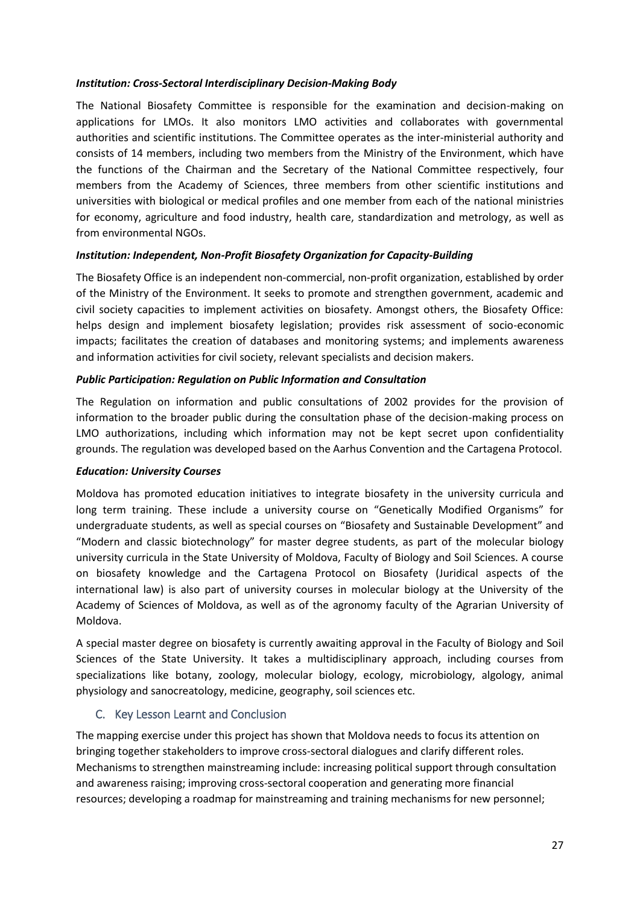***Institution: Cross-Sectoral Interdisciplinary Decision-Making Body***

The National Biosafety Committee is responsible for the examination and decision-making on applications for LMOs. It also monitors LMO activities and collaborates with governmental authorities and scientific institutions. The Committee operates as the inter-ministerial authority and consists of 14 members, including two members from the Ministry of the Environment, which have the functions of the Chairman and the Secretary of the National Committee respectively, four members from the Academy of Sciences, three members from other scientific institutions and universities with biological or medical profiles and one member from each of the national ministries for economy, agriculture and food industry, health care, standardization and metrology, as well as from environmental NGOs.

***Institution: Independent, Non-Profit Biosafety Organization for Capacity-Building***

The Biosafety Office is an independent non-commercial, non-profit organization, established by order of the Ministry of the Environment. It seeks to promote and strengthen government, academic and civil society capacities to implement activities on biosafety. Amongst others, the Biosafety Office: helps design and implement biosafety legislation; provides risk assessment of socio-economic impacts; facilitates the creation of databases and monitoring systems; and implements awareness and information activities for civil society, relevant specialists and decision makers.

***Public Participation: Regulation on Public Information and Consultation***

The Regulation on information and public consultations of 2002 provides for the provision of information to the broader public during the consultation phase of the decision-making process on LMO authorizations, including which information may not be kept secret upon confidentiality grounds. The regulation was developed based on the Aarhus Convention and the Cartagena Protocol.

***Education: University Courses***

Moldova has promoted education initiatives to integrate biosafety in the university curricula and long term training. These include a university course on "Genetically Modified Organisms" for undergraduate students, as well as special courses on "Biosafety and Sustainable Development" and "Modern and classic biotechnology" for master degree students, as part of the molecular biology university curricula in the State University of Moldova, Faculty of Biology and Soil Sciences. A course on biosafety knowledge and the Cartagena Protocol on Biosafety (Juridical aspects of the international law) is also part of university courses in molecular biology at the University of the Academy of Sciences of Moldova, as well as of the agronomy faculty of the Agrarian University of Moldova.

A special master degree on biosafety is currently awaiting approval in the Faculty of Biology and Soil Sciences of the State University. It takes a multidisciplinary approach, including courses from specializations like botany, zoology, molecular biology, ecology, microbiology, algology, animal physiology and sanocreatology, medicine, geography, soil sciences etc.

## C. Key Lesson Learnt and Conclusion

The mapping exercise under this project has shown that Moldova needs to focus its attention on bringing together stakeholders to improve cross-sectoral dialogues and clarify different roles. Mechanisms to strengthen mainstreaming include: increasing political support through consultation and awareness raising; improving cross-sectoral cooperation and generating more financial resources; developing a roadmap for mainstreaming and training mechanisms for new personnel;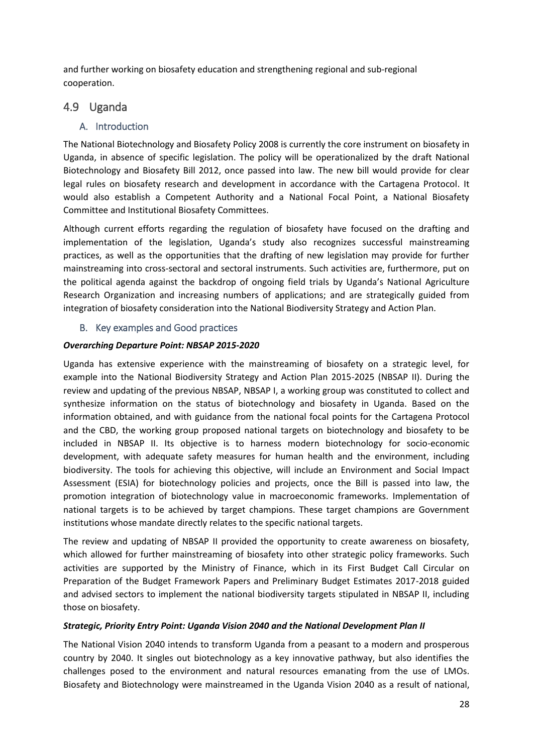and further working on biosafety education and strengthening regional and sub-regional cooperation.

## 4.9 Uganda

### A. Introduction

The National Biotechnology and Biosafety Policy 2008 is currently the core instrument on biosafety in Uganda, in absence of specific legislation. The policy will be operationalized by the draft National Biotechnology and Biosafety Bill 2012, once passed into law. The new bill would provide for clear legal rules on biosafety research and development in accordance with the Cartagena Protocol. It would also establish a Competent Authority and a National Focal Point, a National Biosafety Committee and Institutional Biosafety Committees.

Although current efforts regarding the regulation of biosafety have focused on the drafting and implementation of the legislation, Uganda's study also recognizes successful mainstreaming practices, as well as the opportunities that the drafting of new legislation may provide for further mainstreaming into cross-sectoral and sectoral instruments. Such activities are, furthermore, put on the political agenda against the backdrop of ongoing field trials by Uganda's National Agriculture Research Organization and increasing numbers of applications; and are strategically guided from integration of biosafety consideration into the National Biodiversity Strategy and Action Plan.

### B. Key examples and Good practices

***Overarching Departure Point: NBSAP 2015-2020***

Uganda has extensive experience with the mainstreaming of biosafety on a strategic level, for example into the National Biodiversity Strategy and Action Plan 2015-2025 (NBSAP II). During the review and updating of the previous NBSAP, NBSAP I, a working group was constituted to collect and synthesize information on the status of biotechnology and biosafety in Uganda. Based on the information obtained, and with guidance from the national focal points for the Cartagena Protocol and the CBD, the working group proposed national targets on biotechnology and biosafety to be included in NBSAP II. Its objective is to harness modern biotechnology for socio-economic development, with adequate safety measures for human health and the environment, including biodiversity. The tools for achieving this objective, will include an Environment and Social Impact Assessment (ESIA) for biotechnology policies and projects, once the Bill is passed into law, the promotion integration of biotechnology value in macroeconomic frameworks. Implementation of national targets is to be achieved by target champions. These target champions are Government institutions whose mandate directly relates to the specific national targets.

The review and updating of NBSAP II provided the opportunity to create awareness on biosafety, which allowed for further mainstreaming of biosafety into other strategic policy frameworks. Such activities are supported by the Ministry of Finance, which in its First Budget Call Circular on Preparation of the Budget Framework Papers and Preliminary Budget Estimates 2017-2018 guided and advised sectors to implement the national biodiversity targets stipulated in NBSAP II, including those on biosafety.

***Strategic, Priority Entry Point: Uganda Vision 2040 and the National Development Plan II***

The National Vision 2040 intends to transform Uganda from a peasant to a modern and prosperous country by 2040. It singles out biotechnology as a key innovative pathway, but also identifies the challenges posed to the environment and natural resources emanating from the use of LMOs. Biosafety and Biotechnology were mainstreamed in the Uganda Vision 2040 as a result of national,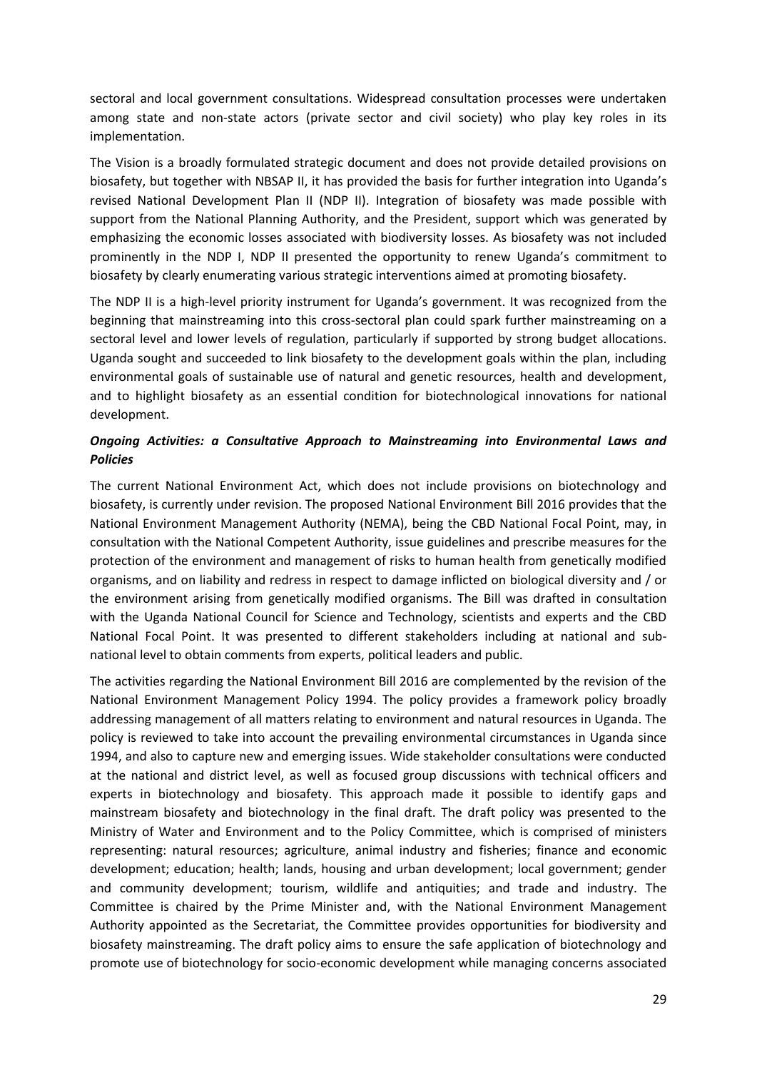sectoral and local government consultations. Widespread consultation processes were undertaken among state and non-state actors (private sector and civil society) who play key roles in its implementation.

The Vision is a broadly formulated strategic document and does not provide detailed provisions on biosafety, but together with NBSAP II, it has provided the basis for further integration into Uganda's revised National Development Plan II (NDP II). Integration of biosafety was made possible with support from the National Planning Authority, and the President, support which was generated by emphasizing the economic losses associated with biodiversity losses. As biosafety was not included prominently in the NDP I, NDP II presented the opportunity to renew Uganda's commitment to biosafety by clearly enumerating various strategic interventions aimed at promoting biosafety.

The NDP II is a high-level priority instrument for Uganda's government. It was recognized from the beginning that mainstreaming into this cross-sectoral plan could spark further mainstreaming on a sectoral level and lower levels of regulation, particularly if supported by strong budget allocations. Uganda sought and succeeded to link biosafety to the development goals within the plan, including environmental goals of sustainable use of natural and genetic resources, health and development, and to highlight biosafety as an essential condition for biotechnological innovations for national development.

***Ongoing Activities: a Consultative Approach to Mainstreaming into Environmental Laws and Policies***

The current National Environment Act, which does not include provisions on biotechnology and biosafety, is currently under revision. The proposed National Environment Bill 2016 provides that the National Environment Management Authority (NEMA), being the CBD National Focal Point, may, in consultation with the National Competent Authority, issue guidelines and prescribe measures for the protection of the environment and management of risks to human health from genetically modified organisms, and on liability and redress in respect to damage inflicted on biological diversity and / or the environment arising from genetically modified organisms. The Bill was drafted in consultation with the Uganda National Council for Science and Technology, scientists and experts and the CBD National Focal Point. It was presented to different stakeholders including at national and sub-national level to obtain comments from experts, political leaders and public.

The activities regarding the National Environment Bill 2016 are complemented by the revision of the National Environment Management Policy 1994. The policy provides a framework policy broadly addressing management of all matters relating to environment and natural resources in Uganda. The policy is reviewed to take into account the prevailing environmental circumstances in Uganda since 1994, and also to capture new and emerging issues. Wide stakeholder consultations were conducted at the national and district level, as well as focused group discussions with technical officers and experts in biotechnology and biosafety. This approach made it possible to identify gaps and mainstream biosafety and biotechnology in the final draft. The draft policy was presented to the Ministry of Water and Environment and to the Policy Committee, which is comprised of ministers representing: natural resources; agriculture, animal industry and fisheries; finance and economic development; education; health; lands, housing and urban development; local government; gender and community development; tourism, wildlife and antiquities; and trade and industry. The Committee is chaired by the Prime Minister and, with the National Environment Management Authority appointed as the Secretariat, the Committee provides opportunities for biodiversity and biosafety mainstreaming. The draft policy aims to ensure the safe application of biotechnology and promote use of biotechnology for socio-economic development while managing concerns associated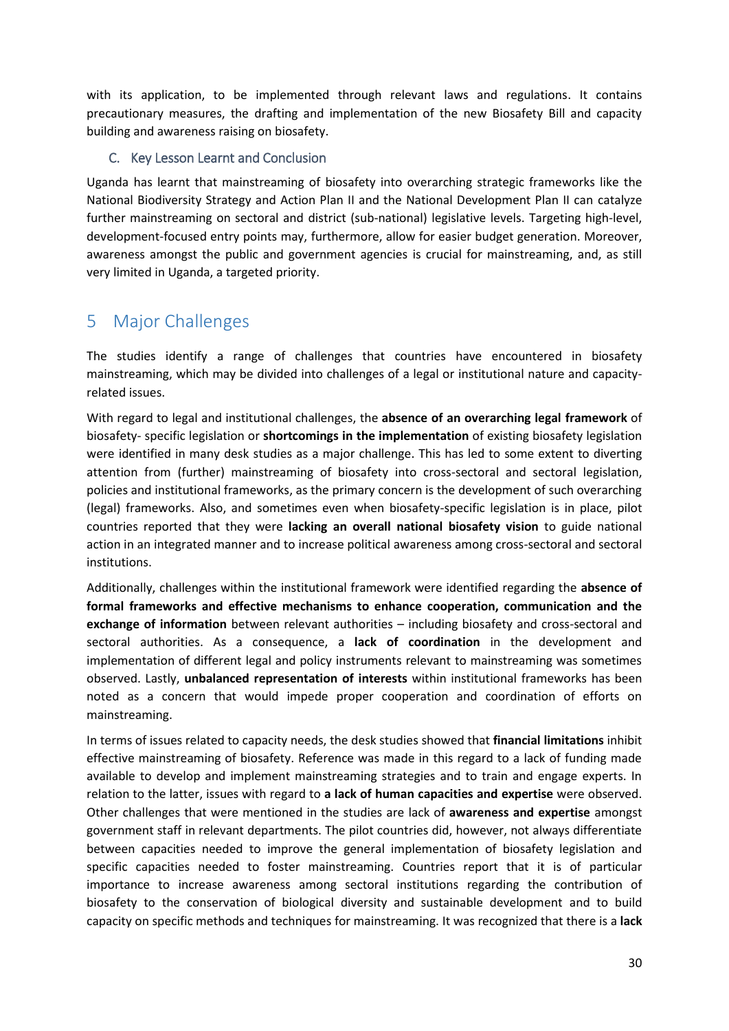with its application, to be implemented through relevant laws and regulations. It contains precautionary measures, the drafting and implementation of the new Biosafety Bill and capacity building and awareness raising on biosafety.

### C. Key Lesson Learnt and Conclusion

Uganda has learnt that mainstreaming of biosafety into overarching strategic frameworks like the National Biodiversity Strategy and Action Plan II and the National Development Plan II can catalyze further mainstreaming on sectoral and district (sub-national) legislative levels. Targeting high-level, development-focused entry points may, furthermore, allow for easier budget generation. Moreover, awareness amongst the public and government agencies is crucial for mainstreaming, and, as still very limited in Uganda, a targeted priority.

# 5 Major Challenges

The studies identify a range of challenges that countries have encountered in biosafety mainstreaming, which may be divided into challenges of a legal or institutional nature and capacity-related issues.

With regard to legal and institutional challenges, the **absence of an overarching legal framework** of biosafety- specific legislation or **shortcomings in the implementation** of existing biosafety legislation were identified in many desk studies as a major challenge. This has led to some extent to diverting attention from (further) mainstreaming of biosafety into cross-sectoral and sectoral legislation, policies and institutional frameworks, as the primary concern is the development of such overarching (legal) frameworks. Also, and sometimes even when biosafety-specific legislation is in place, pilot countries reported that they were **lacking an overall national biosafety vision** to guide national action in an integrated manner and to increase political awareness among cross-sectoral and sectoral institutions.

Additionally, challenges within the institutional framework were identified regarding the **absence of formal frameworks and effective mechanisms to enhance cooperation, communication and the exchange of information** between relevant authorities – including biosafety and cross-sectoral and sectoral authorities. As a consequence, a **lack of coordination** in the development and implementation of different legal and policy instruments relevant to mainstreaming was sometimes observed. Lastly, **unbalanced representation of interests** within institutional frameworks has been noted as a concern that would impede proper cooperation and coordination of efforts on mainstreaming.

In terms of issues related to capacity needs, the desk studies showed that **financial limitations** inhibit effective mainstreaming of biosafety. Reference was made in this regard to a lack of funding made available to develop and implement mainstreaming strategies and to train and engage experts. In relation to the latter, issues with regard to **a lack of human capacities and expertise** were observed. Other challenges that were mentioned in the studies are lack of **awareness and expertise** amongst government staff in relevant departments. The pilot countries did, however, not always differentiate between capacities needed to improve the general implementation of biosafety legislation and specific capacities needed to foster mainstreaming. Countries report that it is of particular importance to increase awareness among sectoral institutions regarding the contribution of biosafety to the conservation of biological diversity and sustainable development and to build capacity on specific methods and techniques for mainstreaming. It was recognized that there is a **lack**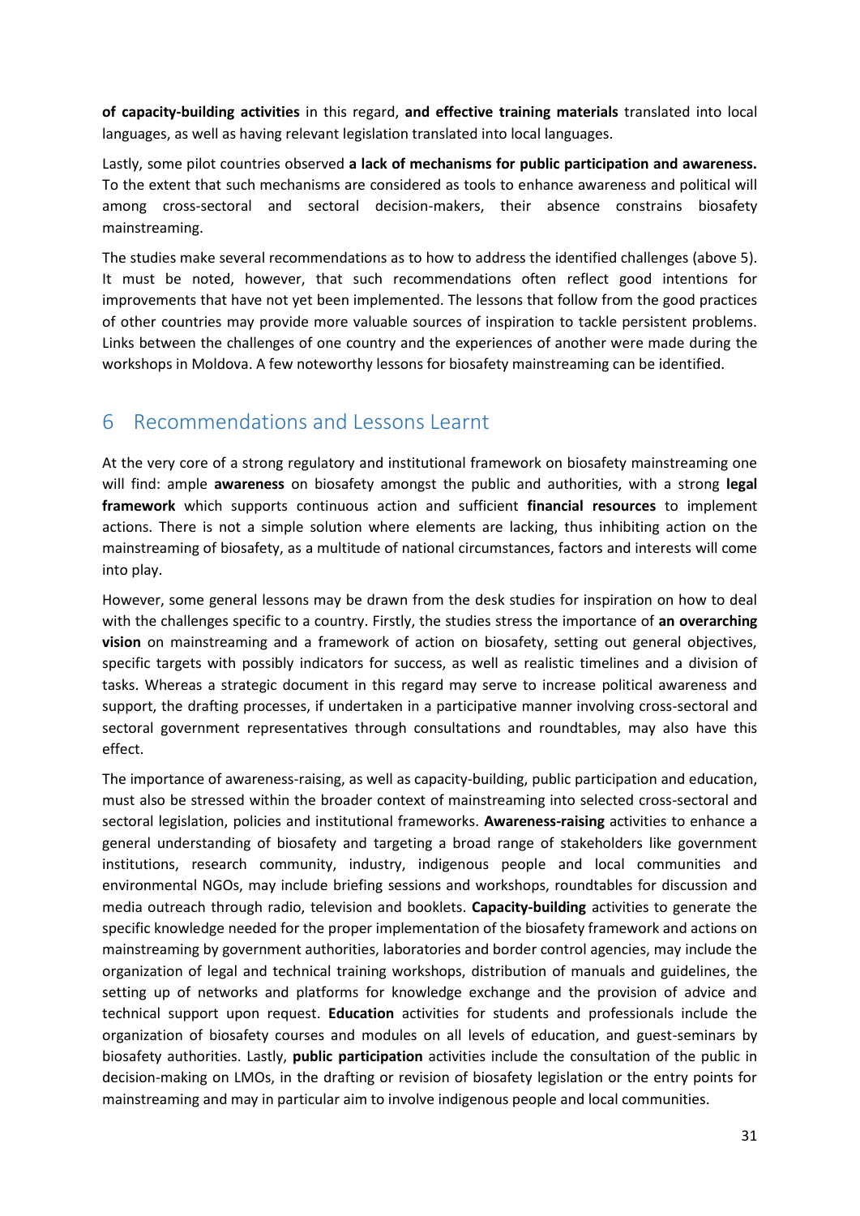**of capacity-building activities** in this regard, **and effective training materials** translated into local languages, as well as having relevant legislation translated into local languages.

Lastly, some pilot countries observed **a lack of mechanisms for public participation and awareness.** To the extent that such mechanisms are considered as tools to enhance awareness and political will among cross-sectoral and sectoral decision-makers, their absence constrains biosafety mainstreaming.

The studies make several recommendations as to how to address the identified challenges (above 5). It must be noted, however, that such recommendations often reflect good intentions for improvements that have not yet been implemented. The lessons that follow from the good practices of other countries may provide more valuable sources of inspiration to tackle persistent problems. Links between the challenges of one country and the experiences of another were made during the workshops in Moldova. A few noteworthy lessons for biosafety mainstreaming can be identified.

# 6 Recommendations and Lessons Learnt

At the very core of a strong regulatory and institutional framework on biosafety mainstreaming one will find: ample **awareness** on biosafety amongst the public and authorities, with a strong **legal framework** which supports continuous action and sufficient **financial resources** to implement actions. There is not a simple solution where elements are lacking, thus inhibiting action on the mainstreaming of biosafety, as a multitude of national circumstances, factors and interests will come into play.

However, some general lessons may be drawn from the desk studies for inspiration on how to deal with the challenges specific to a country. Firstly, the studies stress the importance of **an overarching vision** on mainstreaming and a framework of action on biosafety, setting out general objectives, specific targets with possibly indicators for success, as well as realistic timelines and a division of tasks. Whereas a strategic document in this regard may serve to increase political awareness and support, the drafting processes, if undertaken in a participative manner involving cross-sectoral and sectoral government representatives through consultations and roundtables, may also have this effect.

The importance of awareness-raising, as well as capacity-building, public participation and education, must also be stressed within the broader context of mainstreaming into selected cross-sectoral and sectoral legislation, policies and institutional frameworks. **Awareness-raising** activities to enhance a general understanding of biosafety and targeting a broad range of stakeholders like government institutions, research community, industry, indigenous people and local communities and environmental NGOs, may include briefing sessions and workshops, roundtables for discussion and media outreach through radio, television and booklets. **Capacity-building** activities to generate the specific knowledge needed for the proper implementation of the biosafety framework and actions on mainstreaming by government authorities, laboratories and border control agencies, may include the organization of legal and technical training workshops, distribution of manuals and guidelines, the setting up of networks and platforms for knowledge exchange and the provision of advice and technical support upon request. **Education** activities for students and professionals include the organization of biosafety courses and modules on all levels of education, and guest-seminars by biosafety authorities. Lastly, **public participation** activities include the consultation of the public in decision-making on LMOs, in the drafting or revision of biosafety legislation or the entry points for mainstreaming and may in particular aim to involve indigenous people and local communities.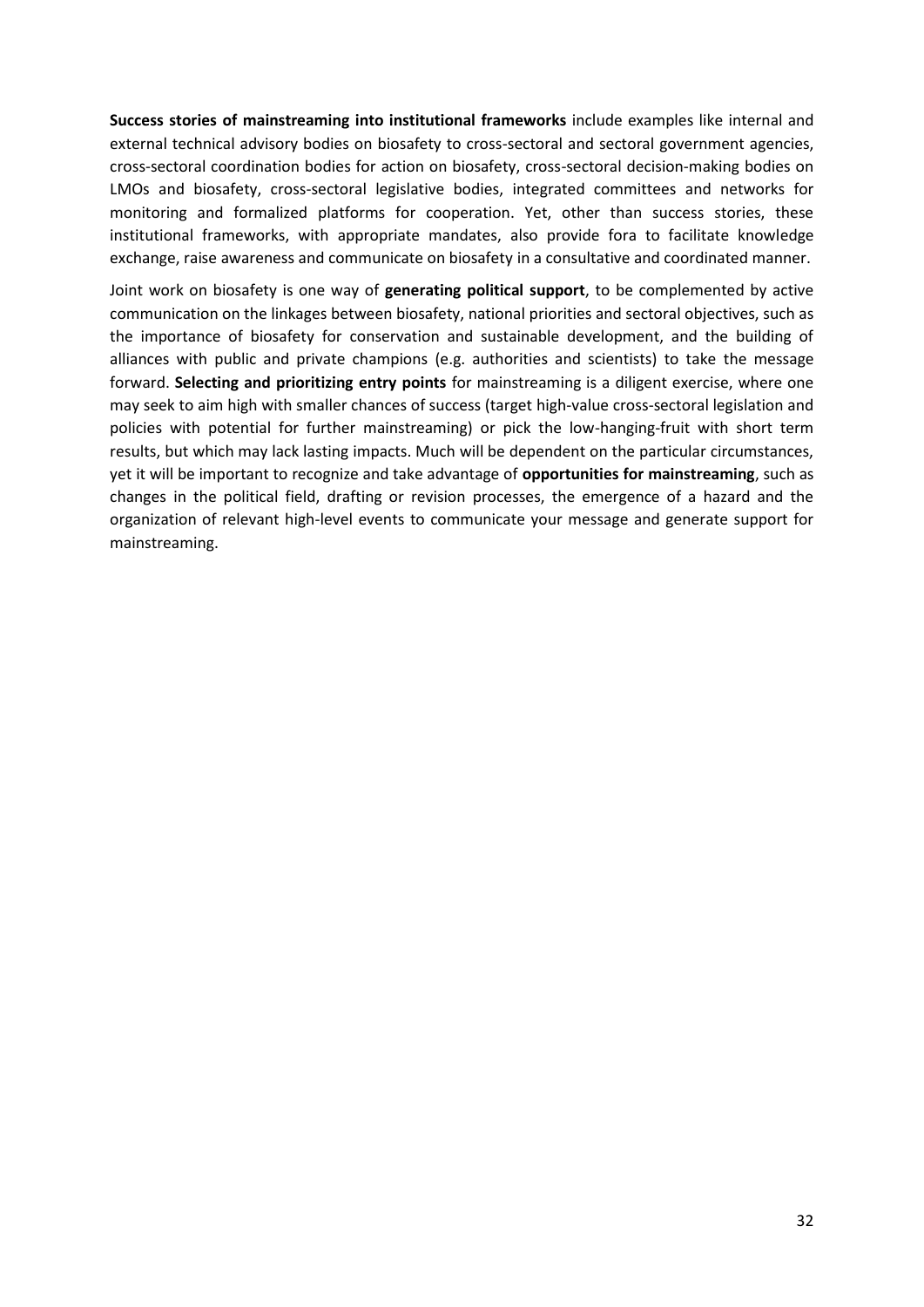**Success stories of mainstreaming into institutional frameworks** include examples like internal and external technical advisory bodies on biosafety to cross-sectoral and sectoral government agencies, cross-sectoral coordination bodies for action on biosafety, cross-sectoral decision-making bodies on LMOs and biosafety, cross-sectoral legislative bodies, integrated committees and networks for monitoring and formalized platforms for cooperation. Yet, other than success stories, these institutional frameworks, with appropriate mandates, also provide fora to facilitate knowledge exchange, raise awareness and communicate on biosafety in a consultative and coordinated manner.

Joint work on biosafety is one way of **generating political support**, to be complemented by active communication on the linkages between biosafety, national priorities and sectoral objectives, such as the importance of biosafety for conservation and sustainable development, and the building of alliances with public and private champions (e.g. authorities and scientists) to take the message forward. **Selecting and prioritizing entry points** for mainstreaming is a diligent exercise, where one may seek to aim high with smaller chances of success (target high-value cross-sectoral legislation and policies with potential for further mainstreaming) or pick the low-hanging-fruit with short term results, but which may lack lasting impacts. Much will be dependent on the particular circumstances, yet it will be important to recognize and take advantage of **opportunities for mainstreaming**, such as changes in the political field, drafting or revision processes, the emergence of a hazard and the organization of relevant high-level events to communicate your message and generate support for mainstreaming.